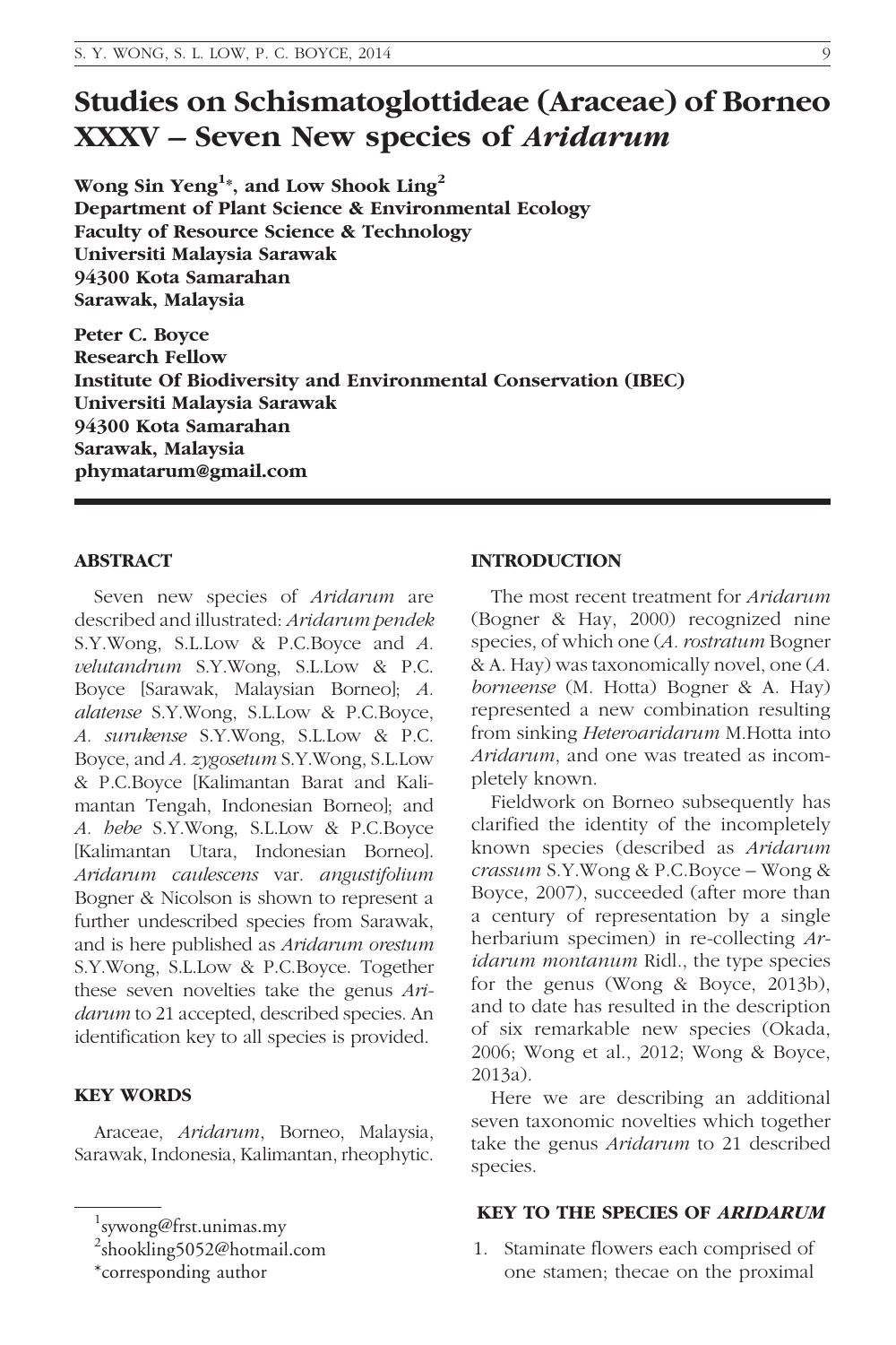# Studies on Schismatoglottideae (Araceae) of Borneo XXXV – Seven New species of *Aridarum*

**Wong Sin Yeng[1]*, and Low Shook Ling[2]**
**Department of Plant Science & Environmental Ecology**
**Faculty of Resource Science & Technology**
**Universiti Malaysia Sarawak**
**94300 Kota Samarahan**
**Sarawak, Malaysia**

**Peter C. Boyce**
**Research Fellow**
**Institute Of Biodiversity and Environmental Conservation (IBEC)**
**Universiti Malaysia Sarawak**
**94300 Kota Samarahan**
**Sarawak, Malaysia**
**phymatarum@gmail.com**

## ABSTRACT

Seven new species of *Aridarum* are described and illustrated: *Aridarum pendek* S.Y.Wong, S.L.Low & P.C.Boyce and *A. velutandrum* S.Y.Wong, S.L.Low & P.C. Boyce [Sarawak, Malaysian Borneo]; *A. alatense* S.Y.Wong, S.L.Low & P.C.Boyce, *A. surukense* S.Y.Wong, S.L.Low & P.C. Boyce, and *A. zygosetum* S.Y.Wong, S.L.Low & P.C.Boyce [Kalimantan Barat and Kalimantan Tengah, Indonesian Borneo]; and *A. hebe* S.Y.Wong, S.L.Low & P.C.Boyce [Kalimantan Utara, Indonesian Borneo]. *Aridarum caulescens* var. *angustifolium* Bogner & Nicolson is shown to represent a further undescribed species from Sarawak, and is here published as *Aridarum orestum* S.Y.Wong, S.L.Low & P.C.Boyce. Together these seven novelties take the genus *Aridarum* to 21 accepted, described species. An identification key to all species is provided.

## KEY WORDS

Araceae, *Aridarum*, Borneo, Malaysia, Sarawak, Indonesia, Kalimantan, rheophytic.

## INTRODUCTION

The most recent treatment for *Aridarum* (Bogner & Hay, 2000) recognized nine species, of which one (*A. rostratum* Bogner & A. Hay) was taxonomically novel, one (*A. borneense* (M. Hotta) Bogner & A. Hay) represented a new combination resulting from sinking *Heteroaridarum* M.Hotta into *Aridarum*, and one was treated as incompletely known.

Fieldwork on Borneo subsequently has clarified the identity of the incompletely known species (described as *Aridarum crassum* S.Y.Wong & P.C.Boyce – Wong & Boyce, 2007), succeeded (after more than a century of representation by a single herbarium specimen) in re-collecting *Aridarum montanum* Ridl., the type species for the genus (Wong & Boyce, 2013b), and to date has resulted in the description of six remarkable new species (Okada, 2006; Wong et al., 2012; Wong & Boyce, 2013a).

Here we are describing an additional seven taxonomic novelties which together take the genus *Aridarum* to 21 described species.

## KEY TO THE SPECIES OF *ARIDARUM*

1. Staminate flowers each comprised of one stamen; thecae on the proximal

[1] sywong@frst.unimas.my
[2] shookling5052@hotmail.com
*corresponding author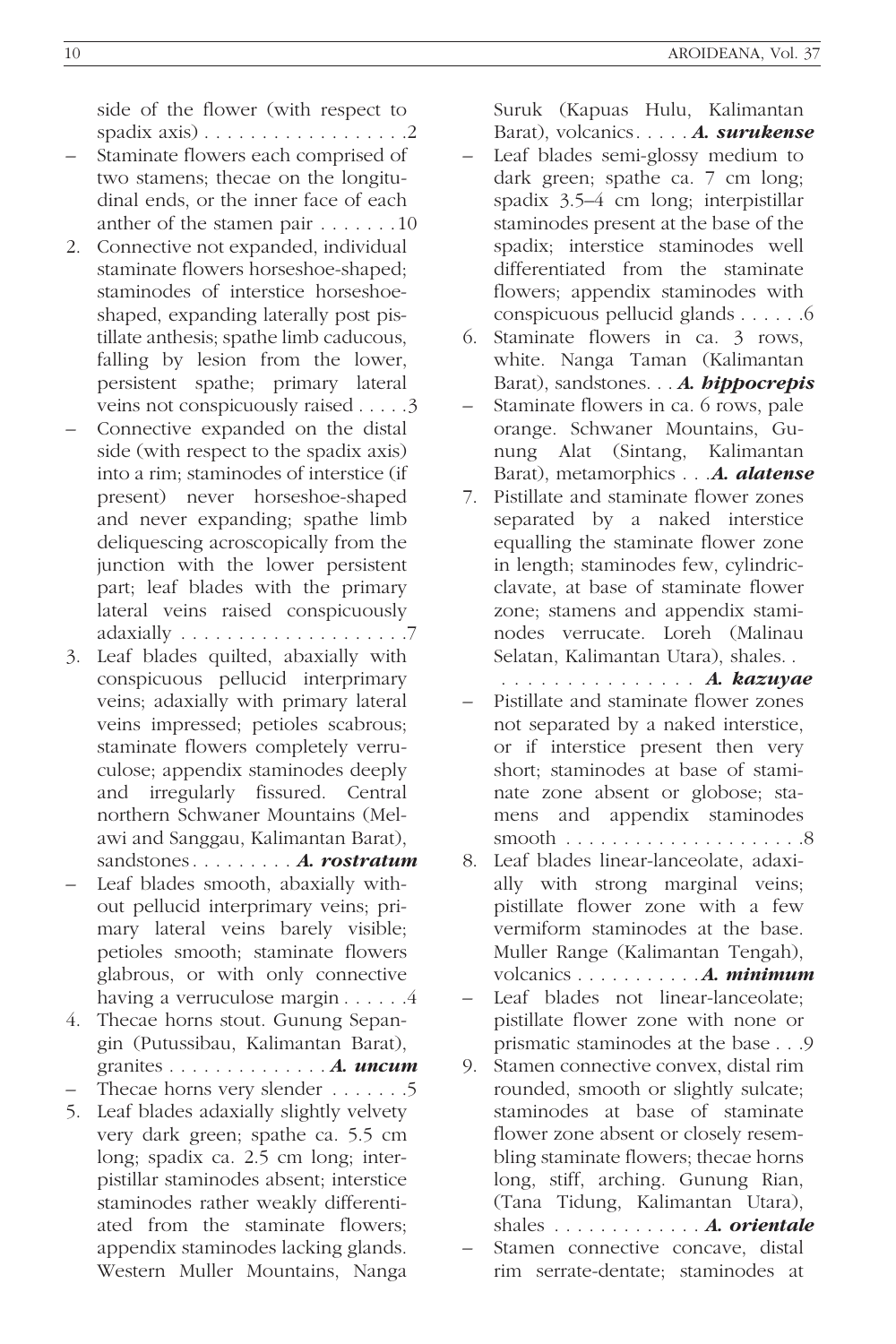side of the flower (with respect to spadix axis) . . . . . . . . . . . . . . . . . .2

– Staminate flowers each comprised of two stamens; thecae on the longitudinal ends, or the inner face of each anther of the stamen pair . . . . . . .10

2. Connective not expanded, individual staminate flowers horseshoe-shaped; staminodes of interstice horseshoe-shaped, expanding laterally post pistillate anthesis; spathe limb caducous, falling by lesion from the lower, persistent spathe; primary lateral veins not conspicuously raised . . . . .3

– Connective expanded on the distal side (with respect to the spadix axis) into a rim; staminodes of interstice (if present) never horseshoe-shaped and never expanding; spathe limb deliquescing acroscopically from the junction with the lower persistent part; leaf blades with the primary lateral veins raised conspicuously adaxially . . . . . . . . . . . . . . . . . . . .7

3. Leaf blades quilted, abaxially with conspicuous pellucid interprimary veins; adaxially with primary lateral veins impressed; petioles scabrous; staminate flowers completely verruculose; appendix staminodes deeply and irregularly fissured. Central northern Schwaner Mountains (Melawi and Sanggau, Kalimantan Barat), sandstones . . . . . . . . . ***A. rostratum***

– Leaf blades smooth, abaxially without pellucid interprimary veins; primary lateral veins barely visible; petioles smooth; staminate flowers glabrous, or with only connective having a verruculose margin . . . . . .4

4. Thecae horns stout. Gunung Sepangin (Putussibau, Kalimantan Barat), granites . . . . . . . . . . . . . . ***A. uncum***

– Thecae horns very slender . . . . . . .5

5. Leaf blades adaxially slightly velvety very dark green; spathe ca. 5.5 cm long; spadix ca. 2.5 cm long; interpistillar staminodes absent; interstice staminodes rather weakly differentiated from the staminate flowers; appendix staminodes lacking glands. Western Muller Mountains, Nanga Suruk (Kapuas Hulu, Kalimantan Barat), volcanics . . . . . ***A. surukense***

– Leaf blades semi-glossy medium to dark green; spathe ca. 7 cm long; spadix 3.5–4 cm long; interpistillar staminodes present at the base of the spadix; interstice staminodes well differentiated from the staminate flowers; appendix staminodes with conspicuous pellucid glands . . . . . .6

6. Staminate flowers in ca. 3 rows, white. Nanga Taman (Kalimantan Barat), sandstones. . . ***A. hippocrepis***

– Staminate flowers in ca. 6 rows, pale orange. Schwaner Mountains, Gunung Alat (Sintang, Kalimantan Barat), metamorphics . . .***A. alatense***

7. Pistillate and staminate flower zones separated by a naked interstice equalling the staminate flower zone in length; staminodes few, cylindric-clavate, at base of staminate flower zone; stamens and appendix staminodes verrucate. Loreh (Malinau Selatan, Kalimantan Utara), shales. . . . . . . . . . . . . . . . . ***A. kazuyae***

– Pistillate and staminate flower zones not separated by a naked interstice, or if interstice present then very short; staminodes at base of staminate zone absent or globose; stamens and appendix staminodes smooth . . . . . . . . . . . . . . . . . . . . .8

8. Leaf blades linear-lanceolate, adaxially with strong marginal veins; pistillate flower zone with a few vermiform staminodes at the base. Muller Range (Kalimantan Tengah), volcanics . . . . . . . . . . .***A. minimum***

– Leaf blades not linear-lanceolate; pistillate flower zone with none or prismatic staminodes at the base . . .9

9. Stamen connective convex, distal rim rounded, smooth or slightly sulcate; staminodes at base of staminate flower zone absent or closely resembling staminate flowers; thecae horns long, stiff, arching. Gunung Rian, (Tana Tidung, Kalimantan Utara), shales . . . . . . . . . . . . . ***A. orientale***

– Stamen connective concave, distal rim serrate-dentate; staminodes at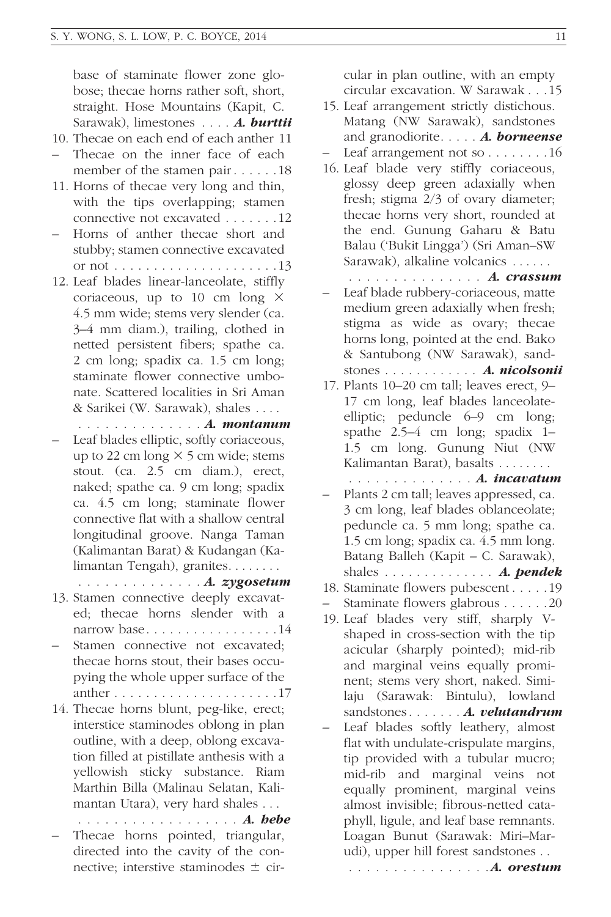base of staminate flower zone globose; thecae horns rather soft, short, straight. Hose Mountains (Kapit, C. Sarawak), limestones . . . . ***A. burttii***

10. Thecae on each end of each anther 11
– Thecae on the inner face of each member of the stamen pair . . . . . . 18
11. Horns of thecae very long and thin, with the tips overlapping; stamen connective not excavated . . . . . . . 12
– Horns of anther thecae short and stubby; stamen connective excavated or not . . . . . . . . . . . . . . . . . . . . . 13
12. Leaf blades linear-lanceolate, stiffly coriaceous, up to 10 cm long × 4.5 mm wide; stems very slender (ca. 3–4 mm diam.), trailing, clothed in netted persistent fibers; spathe ca. 2 cm long; spadix ca. 1.5 cm long; staminate flower connective umbonate. Scattered localities in Sri Aman & Sarikei (W. Sarawak), shales . . . . . . . . . . . . . . . . . . . ***A. montanum***
– Leaf blades elliptic, softly coriaceous, up to 22 cm long × 5 cm wide; stems stout. (ca. 2.5 cm diam.), erect, naked; spathe ca. 9 cm long; spadix ca. 4.5 cm long; staminate flower connective flat with a shallow central longitudinal groove. Nanga Taman (Kalimantan Barat) & Kudangan (Kalimantan Tengah), granites. . . . . . . . . . . . . . . . . . . . . . ***A. zygosetum***
13. Stamen connective deeply excavated; thecae horns slender with a narrow base . . . . . . . . . . . . . . . . . 14
– Stamen connective not excavated; thecae horns stout, their bases occupying the whole upper surface of the anther . . . . . . . . . . . . . . . . . . . . . 17
14. Thecae horns blunt, peg-like, erect; interstice staminodes oblong in plan outline, with a deep, oblong excavation filled at pistillate anthesis with a yellowish sticky substance. Riam Marthin Billa (Malinau Selatan, Kalimantan Utara), very hard shales . . . . . . . . . . . . . . . . . . . . . ***A. bebe***
– Thecae horns pointed, triangular, directed into the cavity of the connective; interstive staminodes ± circular in plan outline, with an empty circular excavation. W Sarawak . . . 15
15. Leaf arrangement strictly distichous. Matang (NW Sarawak), sandstones and granodiorite. . . . . ***A. borneense***
– Leaf arrangement not so . . . . . . . . 16
16. Leaf blade very stiffly coriaceous, glossy deep green adaxially when fresh; stigma 2/3 of ovary diameter; thecae horns very short, rounded at the end. Gunung Gaharu & Batu Balau ('Bukit Lingga') (Sri Aman–SW Sarawak), alkaline volcanics . . . . . . . . . . . . . . . . . . . . . . ***A. crassum***
– Leaf blade rubbery-coriaceous, matte medium green adaxially when fresh; stigma as wide as ovary; thecae horns long, pointed at the end. Bako & Santubong (NW Sarawak), sandstones . . . . . . . . . . . . ***A. nicolsonii***
17. Plants 10–20 cm tall; leaves erect, 9–17 cm long, leaf blades lanceolate-elliptic; peduncle 6–9 cm long; spathe 2.5–4 cm long; spadix 1–1.5 cm long. Gunung Niut (NW Kalimantan Barat), basalts . . . . . . . . . . . . . . . . . . . . . . ***A. incavatum***
– Plants 2 cm tall; leaves appressed, ca. 3 cm long, leaf blades oblanceolate; peduncle ca. 5 mm long; spathe ca. 1.5 cm long; spadix ca. 4.5 mm long. Batang Balleh (Kapit – C. Sarawak), shales . . . . . . . . . . . . . . ***A. pendek***
18. Staminate flowers pubescent . . . . . 19
– Staminate flowers glabrous . . . . . . 20
19. Leaf blades very stiff, sharply V-shaped in cross-section with the tip acicular (sharply pointed); mid-rib and marginal veins equally prominent; stems very short, naked. Similaju (Sarawak: Bintulu), lowland sandstones . . . . . . . ***A. velutandrum***
– Leaf blades softly leathery, almost flat with undulate-crispulate margins, tip provided with a tubular mucro; mid-rib and marginal veins not equally prominent, marginal veins almost invisible; fibrous-netted cataphyll, ligule, and leaf base remnants. Loagan Bunut (Sarawak: Miri–Marudi), upper hill forest sandstones . . . . . . . . . . . . . . . . . . ***A. orestum***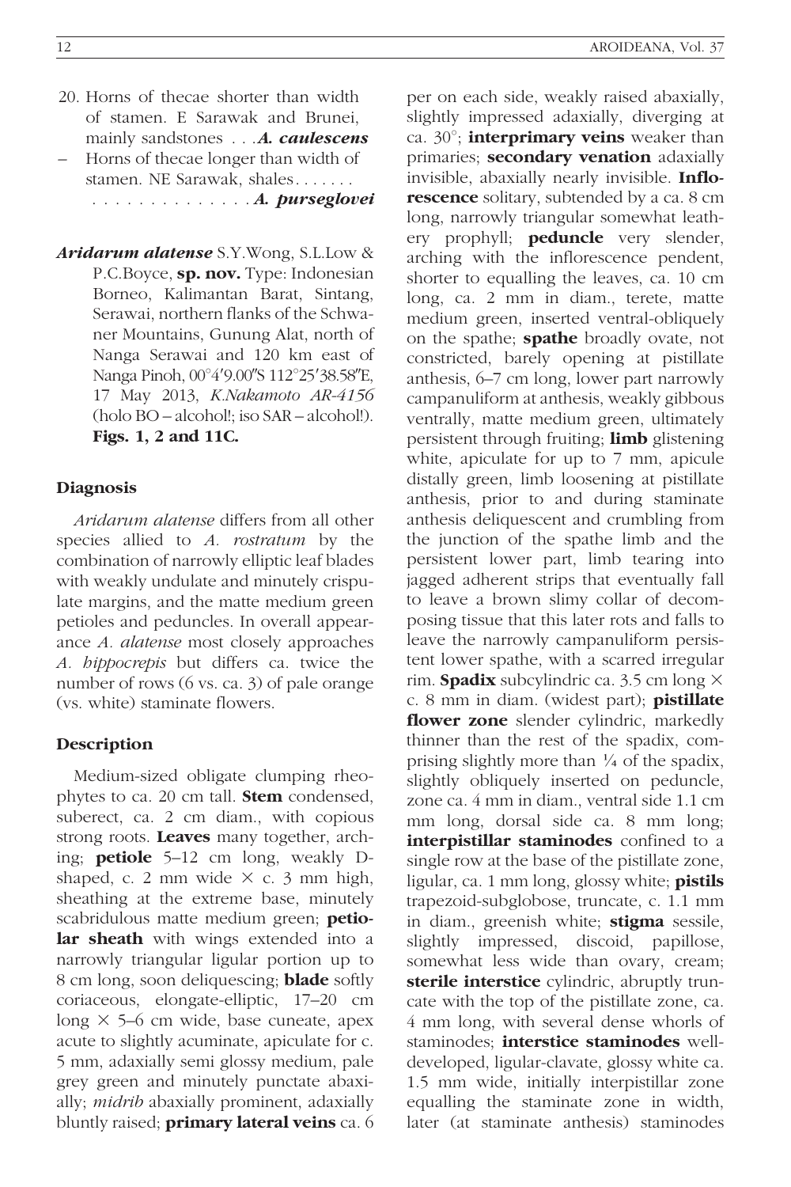20. Horns of thecae shorter than width of stamen. E Sarawak and Brunei, mainly sandstones . . . ***A. caulescens***
– Horns of thecae longer than width of stamen. NE Sarawak, shales . . . . . . . . . . . . . . . . . . . . . ***A. purseglovei***

***Aridarum alatense*** S.Y.Wong, S.L.Low & P.C.Boyce, **sp. nov.** Type: Indonesian Borneo, Kalimantan Barat, Sintang, Serawai, northern flanks of the Schwaner Mountains, Gunung Alat, north of Nanga Serawai and 120 km east of Nanga Pinoh, 00°4′9.00″S 112°25′38.58″E, 17 May 2013, *K.Nakamoto AR-4156* (holo BO – alcohol!; iso SAR – alcohol!). **Figs. 1, 2 and 11C.**

### Diagnosis

*Aridarum alatense* differs from all other species allied to *A. rostratum* by the combination of narrowly elliptic leaf blades with weakly undulate and minutely crispulate margins, and the matte medium green petioles and peduncles. In overall appearance *A. alatense* most closely approaches *A. hippocrepis* but differs ca. twice the number of rows (6 vs. ca. 3) of pale orange (vs. white) staminate flowers.

### Description

Medium-sized obligate clumping rheophytes to ca. 20 cm tall. **Stem** condensed, suberect, ca. 2 cm diam., with copious strong roots. **Leaves** many together, arching; **petiole** 5–12 cm long, weakly D-shaped, c. 2 mm wide × c. 3 mm high, sheathing at the extreme base, minutely scabridulous matte medium green; **petiolar sheath** with wings extended into a narrowly triangular ligular portion up to 8 cm long, soon deliquescing; **blade** softly coriaceous, elongate-elliptic, 17–20 cm long × 5–6 cm wide, base cuneate, apex acute to slightly acuminate, apiculate for c. 5 mm, adaxially semi glossy medium, pale grey green and minutely punctate abaxially; *midrib* abaxially prominent, adaxially bluntly raised; **primary lateral veins** ca. 6 per on each side, weakly raised abaxially, slightly impressed adaxially, diverging at ca. 30°; **interprimary veins** weaker than primaries; **secondary venation** adaxially invisible, abaxially nearly invisible. **Inflorescence** solitary, subtended by a ca. 8 cm long, narrowly triangular somewhat leathery prophyll; **peduncle** very slender, arching with the inflorescence pendent, shorter to equalling the leaves, ca. 10 cm long, ca. 2 mm in diam., terete, matte medium green, inserted ventral-obliquely on the spathe; **spathe** broadly ovate, not constricted, barely opening at pistillate anthesis, 6–7 cm long, lower part narrowly campanuliform at anthesis, weakly gibbous ventrally, matte medium green, ultimately persistent through fruiting; **limb** glistening white, apiculate for up to 7 mm, apicule distally green, limb loosening at pistillate anthesis, prior to and during staminate anthesis deliquescent and crumbling from the junction of the spathe limb and the persistent lower part, limb tearing into jagged adherent strips that eventually fall to leave a brown slimy collar of decomposing tissue that this later rots and falls to leave the narrowly campanuliform persistent lower spathe, with a scarred irregular rim. **Spadix** subcylindric ca. 3.5 cm long × c. 8 mm in diam. (widest part); **pistillate flower zone** slender cylindric, markedly thinner than the rest of the spadix, comprising slightly more than ¼ of the spadix, slightly obliquely inserted on peduncle, zone ca. 4 mm in diam., ventral side 1.1 cm mm long, dorsal side ca. 8 mm long; **interpistillar staminodes** confined to a single row at the base of the pistillate zone, ligular, ca. 1 mm long, glossy white; **pistils** trapezoid-subglobose, truncate, c. 1.1 mm in diam., greenish white; **stigma** sessile, slightly impressed, discoid, papillose, somewhat less wide than ovary, cream; **sterile interstice** cylindric, abruptly truncate with the top of the pistillate zone, ca. 4 mm long, with several dense whorls of staminodes; **interstice staminodes** well-developed, ligular-clavate, glossy white ca. 1.5 mm wide, initially interpistillar zone equalling the staminate zone in width, later (at staminate anthesis) staminodes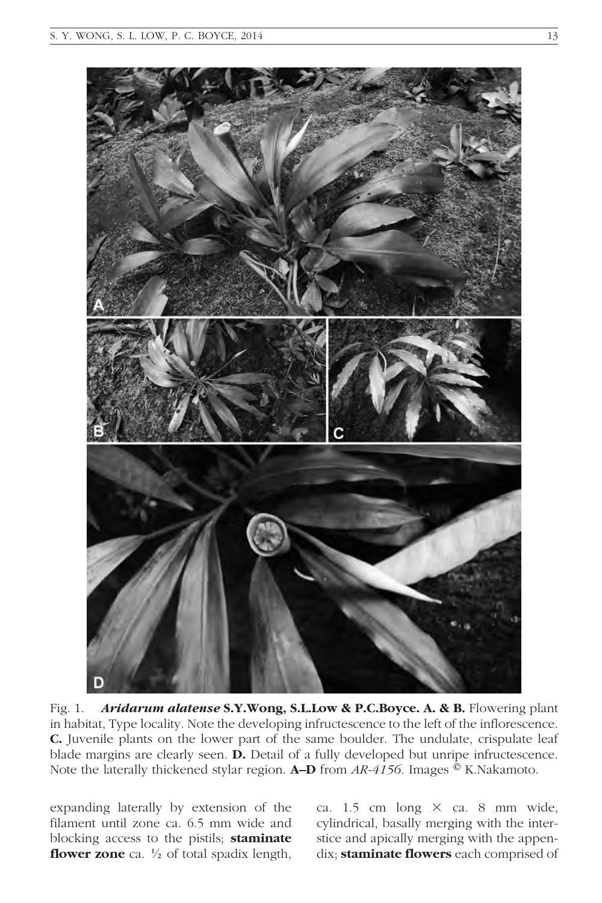Fig. 1. ***Aridarum alatense* S.Y.Wong, S.L.Low & P.C.Boyce. A. & B.** Flowering plant in habitat, Type locality. Note the developing infructescence to the left of the inflorescence. **C.** Juvenile plants on the lower part of the same boulder. The undulate, crispulate leaf blade margins are clearly seen. **D.** Detail of a fully developed but unripe infructescence. Note the laterally thickened stylar region. **A–D** from *AR-4156*. Images © K.Nakamoto.

expanding laterally by extension of the filament until zone ca. 6.5 mm wide and blocking access to the pistils; **staminate flower zone** ca. ½ of total spadix length, ca. 1.5 cm long × ca. 8 mm wide, cylindrical, basally merging with the interstice and apically merging with the appendix; **staminate flowers** each comprised of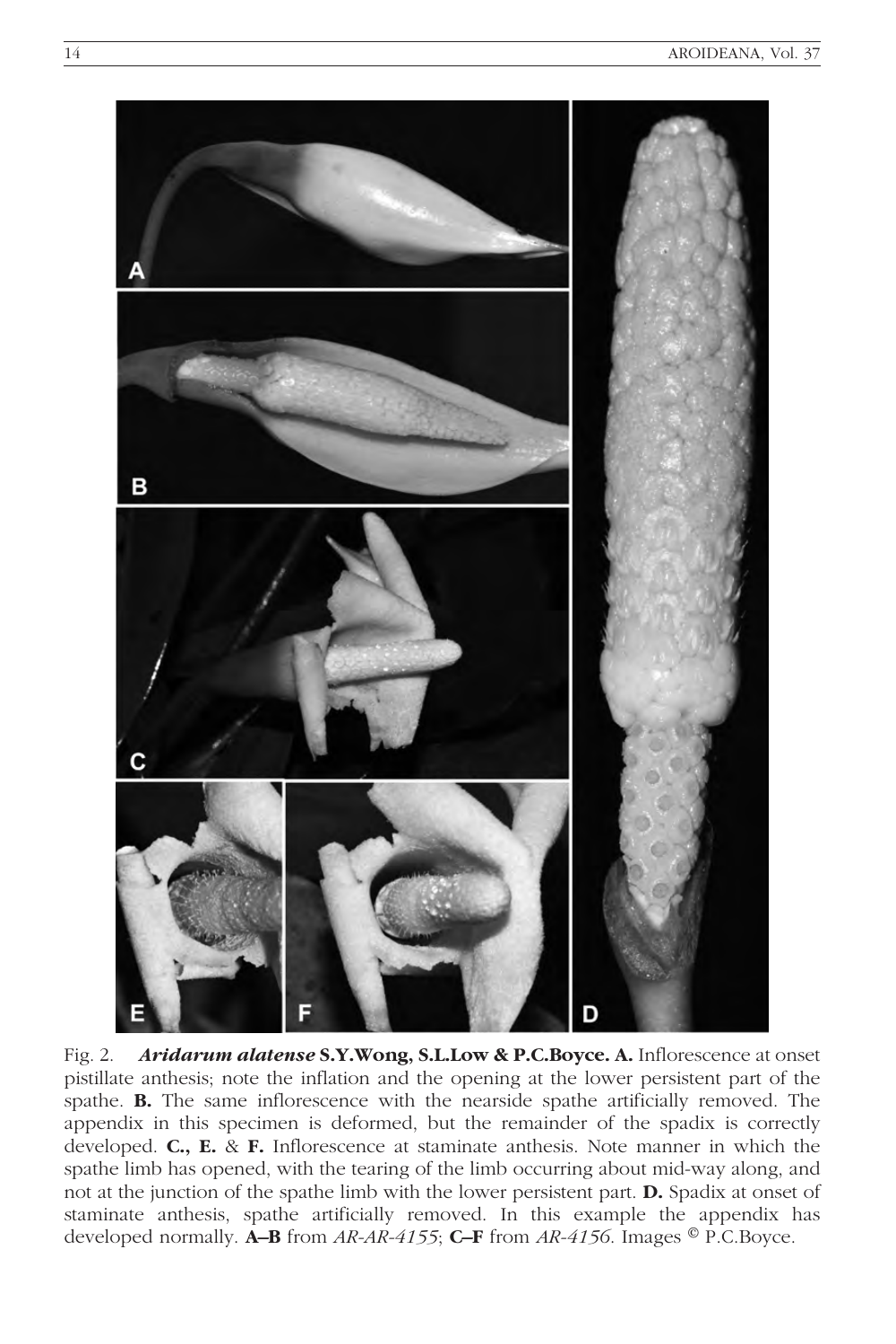Fig. 2. ***Aridarum alatense* S.Y.Wong, S.L.Low & P.C.Boyce. A.** Inflorescence at onset pistillate anthesis; note the inflation and the opening at the lower persistent part of the spathe. **B.** The same inflorescence with the nearside spathe artificially removed. The appendix in this specimen is deformed, but the remainder of the spadix is correctly developed. **C., E.** & **F.** Inflorescence at staminate anthesis. Note manner in which the spathe limb has opened, with the tearing of the limb occurring about mid-way along, and not at the junction of the spathe limb with the lower persistent part. **D.** Spadix at onset of staminate anthesis, spathe artificially removed. In this example the appendix has developed normally. **A–B** from *AR-AR-4155*; **C–F** from *AR-4156*. Images © P.C.Boyce.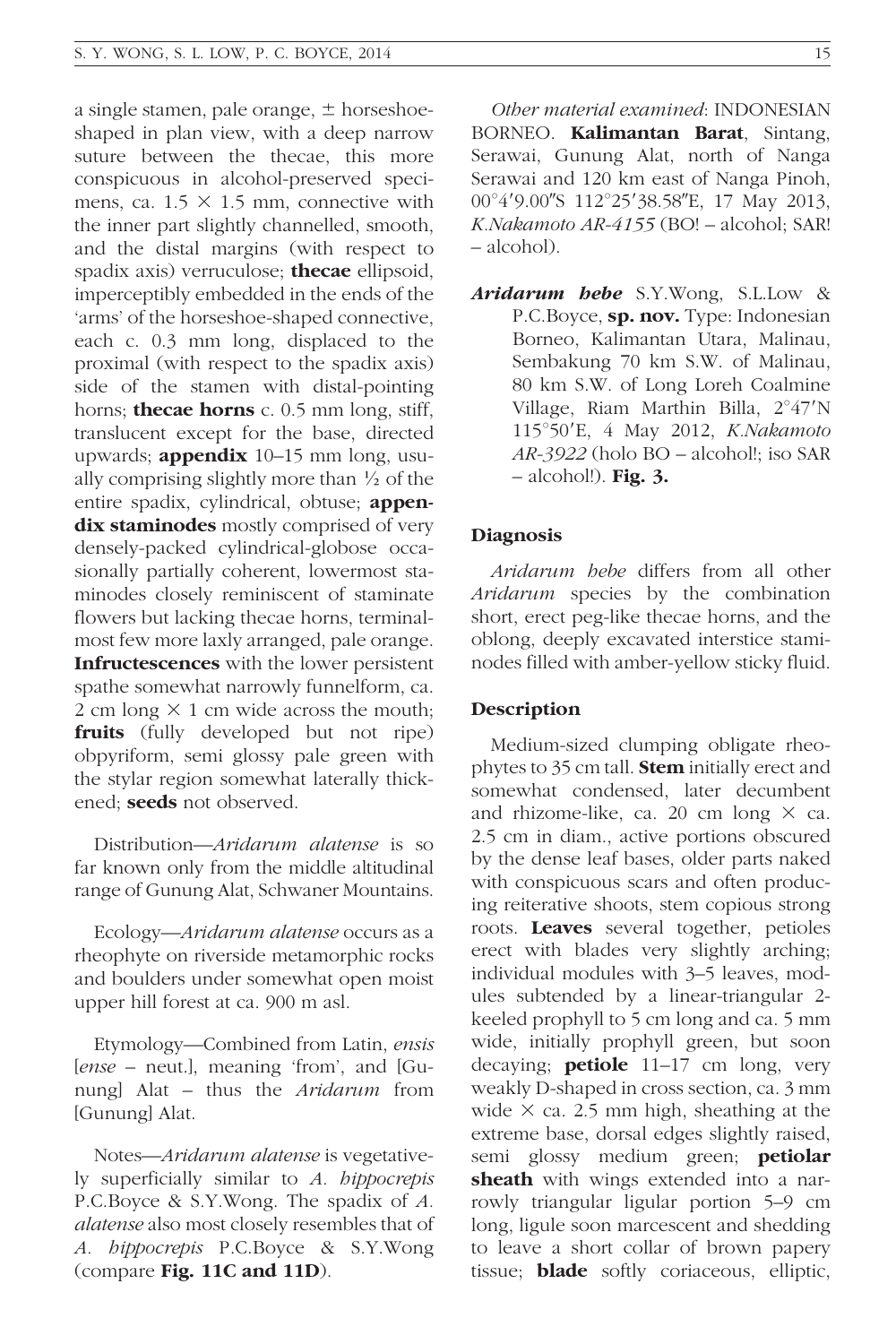a single stamen, pale orange, ± horseshoe-shaped in plan view, with a deep narrow suture between the thecae, this more conspicuous in alcohol-preserved specimens, ca. 1.5 × 1.5 mm, connective with the inner part slightly channelled, smooth, and the distal margins (with respect to spadix axis) verruculose; **thecae** ellipsoid, imperceptibly embedded in the ends of the 'arms' of the horseshoe-shaped connective, each c. 0.3 mm long, displaced to the proximal (with respect to the spadix axis) side of the stamen with distal-pointing horns; **thecae horns** c. 0.5 mm long, stiff, translucent except for the base, directed upwards; **appendix** 10–15 mm long, usually comprising slightly more than ½ of the entire spadix, cylindrical, obtuse; **appendix staminodes** mostly comprised of very densely-packed cylindrical-globose occasionally partially coherent, lowermost staminodes closely reminiscent of staminate flowers but lacking thecae horns, terminal-most few more laxly arranged, pale orange. **Infructescences** with the lower persistent spathe somewhat narrowly funnelform, ca. 2 cm long × 1 cm wide across the mouth; **fruits** (fully developed but not ripe) obpyriform, semi glossy pale green with the stylar region somewhat laterally thickened; **seeds** not observed.

Distribution—*Aridarum alatense* is so far known only from the middle altitudinal range of Gunung Alat, Schwaner Mountains.

Ecology—*Aridarum alatense* occurs as a rheophyte on riverside metamorphic rocks and boulders under somewhat open moist upper hill forest at ca. 900 m asl.

Etymology—Combined from Latin, *ensis* [*ense* – neut.], meaning 'from', and [Gunung] Alat – thus the *Aridarum* from [Gunung] Alat.

Notes—*Aridarum alatense* is vegetatively superficially similar to *A. hippocrepis* P.C.Boyce & S.Y.Wong. The spadix of *A. alatense* also most closely resembles that of *A. hippocrepis* P.C.Boyce & S.Y.Wong (compare **Fig. 11C and 11D**).

*Other material examined*: INDONESIAN BORNEO. **Kalimantan Barat**, Sintang, Serawai, Gunung Alat, north of Nanga Serawai and 120 km east of Nanga Pinoh, 00°4′9.00″S 112°25′38.58″E, 17 May 2013, *K.Nakamoto AR-4155* (BO! – alcohol; SAR! – alcohol).

***Aridarum hebe*** S.Y.Wong, S.L.Low & P.C.Boyce, **sp. nov.** Type: Indonesian Borneo, Kalimantan Utara, Malinau, Sembakung 70 km S.W. of Malinau, 80 km S.W. of Long Loreh Coalmine Village, Riam Marthin Billa, 2°47′N 115°50′E, 4 May 2012, *K.Nakamoto AR-3922* (holo BO – alcohol!; iso SAR – alcohol!). **Fig. 3.**

### Diagnosis

*Aridarum hebe* differs from all other *Aridarum* species by the combination short, erect peg-like thecae horns, and the oblong, deeply excavated interstice staminodes filled with amber-yellow sticky fluid.

### Description

Medium-sized clumping obligate rheophytes to 35 cm tall. **Stem** initially erect and somewhat condensed, later decumbent and rhizome-like, ca. 20 cm long × ca. 2.5 cm in diam., active portions obscured by the dense leaf bases, older parts naked with conspicuous scars and often producing reiterative shoots, stem copious strong roots. **Leaves** several together, petioles erect with blades very slightly arching; individual modules with 3–5 leaves, modules subtended by a linear-triangular 2-keeled prophyll to 5 cm long and ca. 5 mm wide, initially prophyll green, but soon decaying; **petiole** 11–17 cm long, very weakly D-shaped in cross section, ca. 3 mm wide × ca. 2.5 mm high, sheathing at the extreme base, dorsal edges slightly raised, semi glossy medium green; **petiolar sheath** with wings extended into a narrowly triangular ligular portion 5–9 cm long, ligule soon marcescent and shedding to leave a short collar of brown papery tissue; **blade** softly coriaceous, elliptic,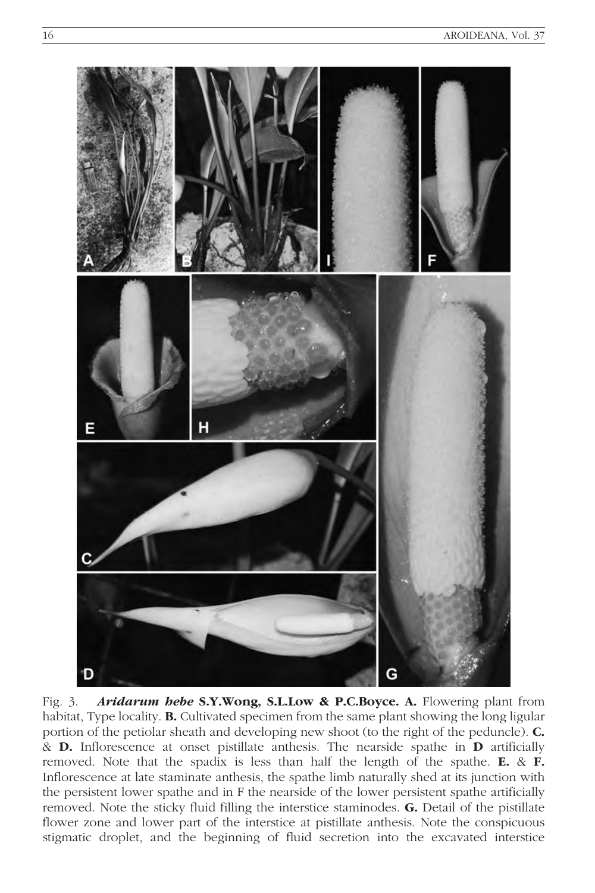Fig. 3. ***Aridarum hebe*** **S.Y.Wong, S.L.Low & P.C.Boyce. A.** Flowering plant from habitat, Type locality. **B.** Cultivated specimen from the same plant showing the long ligular portion of the petiolar sheath and developing new shoot (to the right of the peduncle). **C.** & **D.** Inflorescence at onset pistillate anthesis. The nearside spathe in **D** artificially removed. Note that the spadix is less than half the length of the spathe. **E.** & **F.** Inflorescence at late staminate anthesis, the spathe limb naturally shed at its junction with the persistent lower spathe and in F the nearside of the lower persistent spathe artificially removed. Note the sticky fluid filling the interstice staminodes. **G.** Detail of the pistillate flower zone and lower part of the interstice at pistillate anthesis. Note the conspicuous stigmatic droplet, and the beginning of fluid secretion into the excavated interstice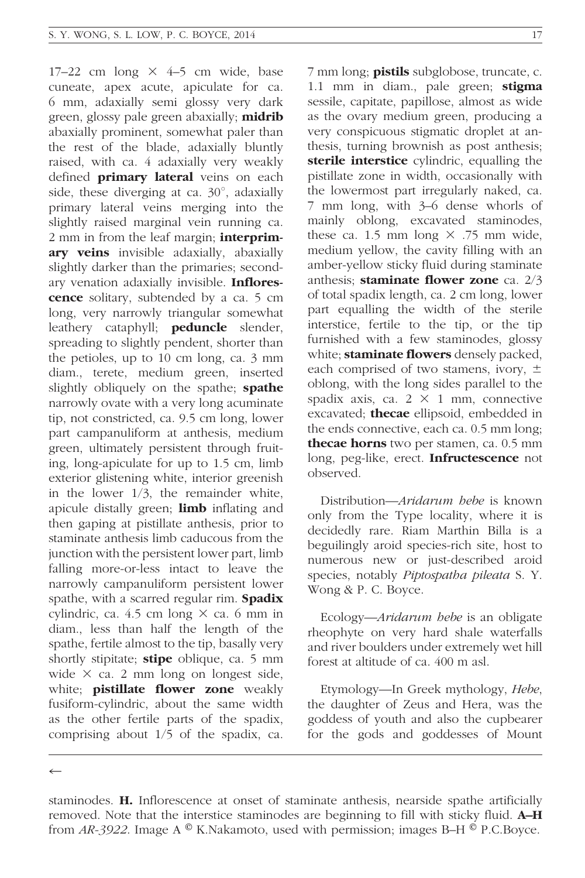17–22 cm long × 4–5 cm wide, base cuneate, apex acute, apiculate for ca. 6 mm, adaxially semi glossy very dark green, glossy pale green abaxially; **midrib** abaxially prominent, somewhat paler than the rest of the blade, adaxially bluntly raised, with ca. 4 adaxially very weakly defined **primary lateral** veins on each side, these diverging at ca. 30°, adaxially primary lateral veins merging into the slightly raised marginal vein running ca. 2 mm in from the leaf margin; **interprimary veins** invisible adaxially, abaxially slightly darker than the primaries; secondary venation adaxially invisible. **Inflorescence** solitary, subtended by a ca. 5 cm long, very narrowly triangular somewhat leathery cataphyll; **peduncle** slender, spreading to slightly pendent, shorter than the petioles, up to 10 cm long, ca. 3 mm diam., terete, medium green, inserted slightly obliquely on the spathe; **spathe** narrowly ovate with a very long acuminate tip, not constricted, ca. 9.5 cm long, lower part campanuliform at anthesis, medium green, ultimately persistent through fruiting, long-apiculate for up to 1.5 cm, limb exterior glistening white, interior greenish in the lower 1/3, the remainder white, apicule distally green; **limb** inflating and then gaping at pistillate anthesis, prior to staminate anthesis limb caducous from the junction with the persistent lower part, limb falling more-or-less intact to leave the narrowly campanuliform persistent lower spathe, with a scarred regular rim. **Spadix** cylindric, ca. 4.5 cm long × ca. 6 mm in diam., less than half the length of the spathe, fertile almost to the tip, basally very shortly stipitate; **stipe** oblique, ca. 5 mm wide × ca. 2 mm long on longest side, white; **pistillate flower zone** weakly fusiform-cylindric, about the same width as the other fertile parts of the spadix, comprising about 1/5 of the spadix, ca. 7 mm long; **pistils** subglobose, truncate, c. 1.1 mm in diam., pale green; **stigma** sessile, capitate, papillose, almost as wide as the ovary medium green, producing a very conspicuous stigmatic droplet at anthesis, turning brownish as post anthesis; **sterile interstice** cylindric, equalling the pistillate zone in width, occasionally with the lowermost part irregularly naked, ca. 7 mm long, with 3–6 dense whorls of mainly oblong, excavated staminodes, these ca. 1.5 mm long × .75 mm wide, medium yellow, the cavity filling with an amber-yellow sticky fluid during staminate anthesis; **staminate flower zone** ca. 2/3 of total spadix length, ca. 2 cm long, lower part equalling the width of the sterile interstice, fertile to the tip, or the tip furnished with a few staminodes, glossy white; **staminate flowers** densely packed, each comprised of two stamens, ivory, ± oblong, with the long sides parallel to the spadix axis, ca. 2 × 1 mm, connective excavated; **thecae** ellipsoid, embedded in the ends connective, each ca. 0.5 mm long; **thecae horns** two per stamen, ca. 0.5 mm long, peg-like, erect. **Infructescence** not observed.

Distribution—*Aridarum hebe* is known only from the Type locality, where it is decidedly rare. Riam Marthin Billa is a beguilingly aroid species-rich site, host to numerous new or just-described aroid species, notably *Piptospatha pileata* S. Y. Wong & P. C. Boyce.

Ecology—*Aridarum hebe* is an obligate rheophyte on very hard shale waterfalls and river boulders under extremely wet hill forest at altitude of ca. 400 m asl.

Etymology—In Greek mythology, *Hebe*, the daughter of Zeus and Hera, was the goddess of youth and also the cupbearer for the gods and goddesses of Mount

←

staminodes. **H.** Inflorescence at onset of staminate anthesis, nearside spathe artificially removed. Note that the interstice staminodes are beginning to fill with sticky fluid. **A–H** from *AR-3922*. Image A © K.Nakamoto, used with permission; images B–H © P.C.Boyce.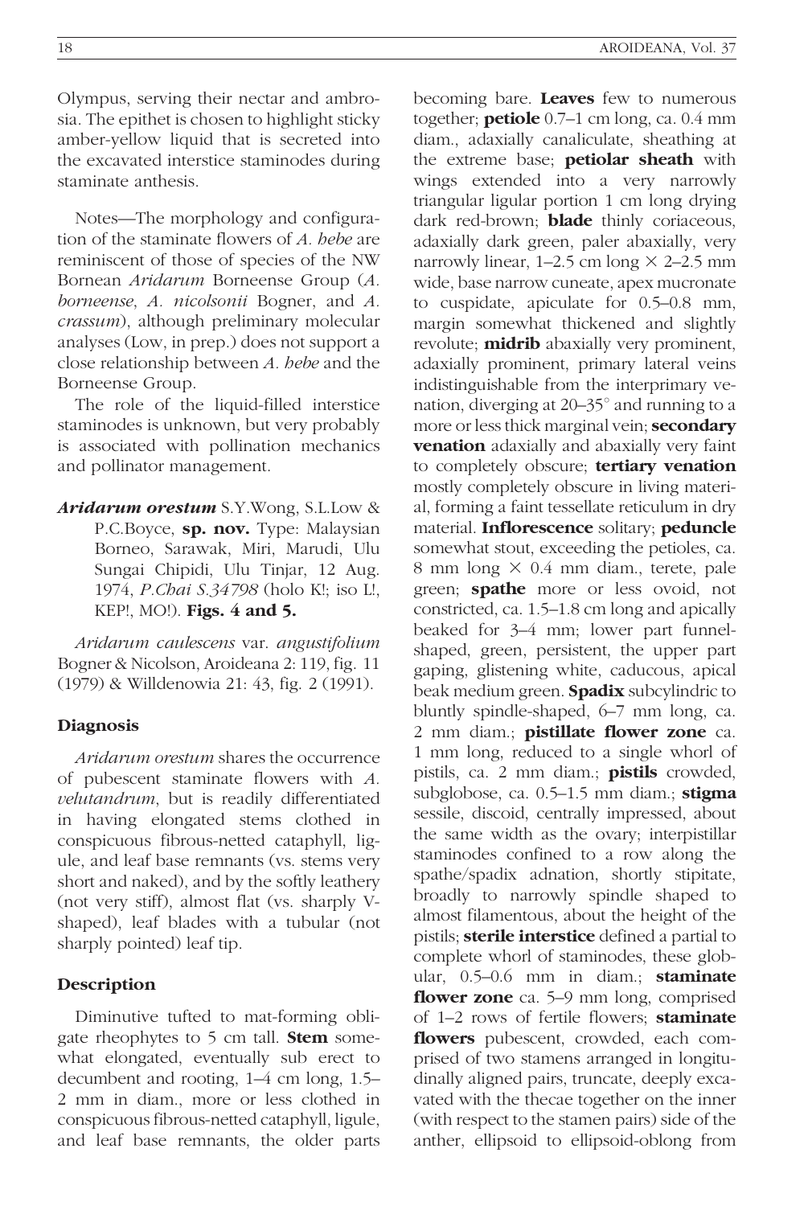Olympus, serving their nectar and ambrosia. The epithet is chosen to highlight sticky amber-yellow liquid that is secreted into the excavated interstice staminodes during staminate anthesis.

Notes—The morphology and configuration of the staminate flowers of *A. hebe* are reminiscent of those of species of the NW Bornean *Aridarum* Borneense Group (*A. borneense*, *A. nicolsonii* Bogner, and *A. crassum*), although preliminary molecular analyses (Low, in prep.) does not support a close relationship between *A. hebe* and the Borneense Group.

The role of the liquid-filled interstice staminodes is unknown, but very probably is associated with pollination mechanics and pollinator management.

***Aridarum orestum*** S.Y.Wong, S.L.Low & P.C.Boyce, **sp. nov.** Type: Malaysian Borneo, Sarawak, Miri, Marudi, Ulu Sungai Chipidi, Ulu Tinjar, 12 Aug. 1974, *P.Chai S.34798* (holo K!; iso L!, KEP!, MO!). **Figs. 4 and 5.**

*Aridarum caulescens* var. *angustifolium* Bogner & Nicolson, Aroideana 2: 119, fig. 11 (1979) & Willdenowia 21: 43, fig. 2 (1991).

## Diagnosis

*Aridarum orestum* shares the occurrence of pubescent staminate flowers with *A. velutandrum*, but is readily differentiated in having elongated stems clothed in conspicuous fibrous-netted cataphyll, ligule, and leaf base remnants (vs. stems very short and naked), and by the softly leathery (not very stiff), almost flat (vs. sharply V-shaped), leaf blades with a tubular (not sharply pointed) leaf tip.

## Description

Diminutive tufted to mat-forming obligate rheophytes to 5 cm tall. **Stem** somewhat elongated, eventually sub erect to decumbent and rooting, 1–4 cm long, 1.5–2 mm in diam., more or less clothed in conspicuous fibrous-netted cataphyll, ligule, and leaf base remnants, the older parts becoming bare. **Leaves** few to numerous together; **petiole** 0.7–1 cm long, ca. 0.4 mm diam., adaxially canaliculate, sheathing at the extreme base; **petiolar sheath** with wings extended into a very narrowly triangular ligular portion 1 cm long drying dark red-brown; **blade** thinly coriaceous, adaxially dark green, paler abaxially, very narrowly linear, 1–2.5 cm long × 2–2.5 mm wide, base narrow cuneate, apex mucronate to cuspidate, apiculate for 0.5–0.8 mm, margin somewhat thickened and slightly revolute; **midrib** abaxially very prominent, adaxially prominent, primary lateral veins indistinguishable from the interprimary venation, diverging at 20–35° and running to a more or less thick marginal vein; **secondary venation** adaxially and abaxially very faint to completely obscure; **tertiary venation** mostly completely obscure in living material, forming a faint tessellate reticulum in dry material. **Inflorescence** solitary; **peduncle** somewhat stout, exceeding the petioles, ca. 8 mm long × 0.4 mm diam., terete, pale green; **spathe** more or less ovoid, not constricted, ca. 1.5–1.8 cm long and apically beaked for 3–4 mm; lower part funnel-shaped, green, persistent, the upper part gaping, glistening white, caducous, apical beak medium green. **Spadix** subcylindric to bluntly spindle-shaped, 6–7 mm long, ca. 2 mm diam.; **pistillate flower zone** ca. 1 mm long, reduced to a single whorl of pistils, ca. 2 mm diam.; **pistils** crowded, subglobose, ca. 0.5–1.5 mm diam.; **stigma** sessile, discoid, centrally impressed, about the same width as the ovary; interpistillar staminodes confined to a row along the spathe/spadix adnation, shortly stipitate, broadly to narrowly spindle shaped to almost filamentous, about the height of the pistils; **sterile interstice** defined a partial to complete whorl of staminodes, these globular, 0.5–0.6 mm in diam.; **staminate flower zone** ca. 5–9 mm long, comprised of 1–2 rows of fertile flowers; **staminate flowers** pubescent, crowded, each comprised of two stamens arranged in longitudinally aligned pairs, truncate, deeply excavated with the thecae together on the inner (with respect to the stamen pairs) side of the anther, ellipsoid to ellipsoid-oblong from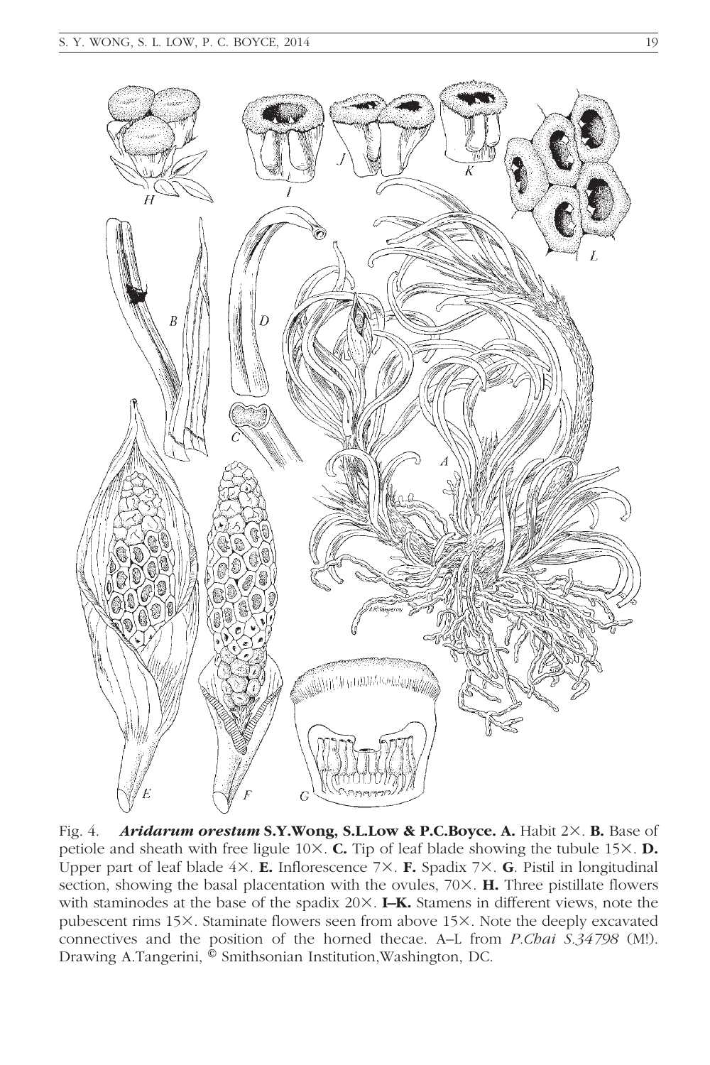Fig. 4. ***Aridarum orestum* S.Y.Wong, S.L.Low & P.C.Boyce. A.** Habit 2×. **B.** Base of petiole and sheath with free ligule 10×. **C.** Tip of leaf blade showing the tubule 15×. **D.** Upper part of leaf blade 4×. **E.** Inflorescence 7×. **F.** Spadix 7×. **G**. Pistil in longitudinal section, showing the basal placentation with the ovules, 70×. **H.** Three pistillate flowers with staminodes at the base of the spadix 20×. **I–K.** Stamens in different views, note the pubescent rims 15×. Staminate flowers seen from above 15×. Note the deeply excavated connectives and the position of the horned thecae. A–L from *P.Chai S.34798* (M!). Drawing A.Tangerini, © Smithsonian Institution, Washington, DC.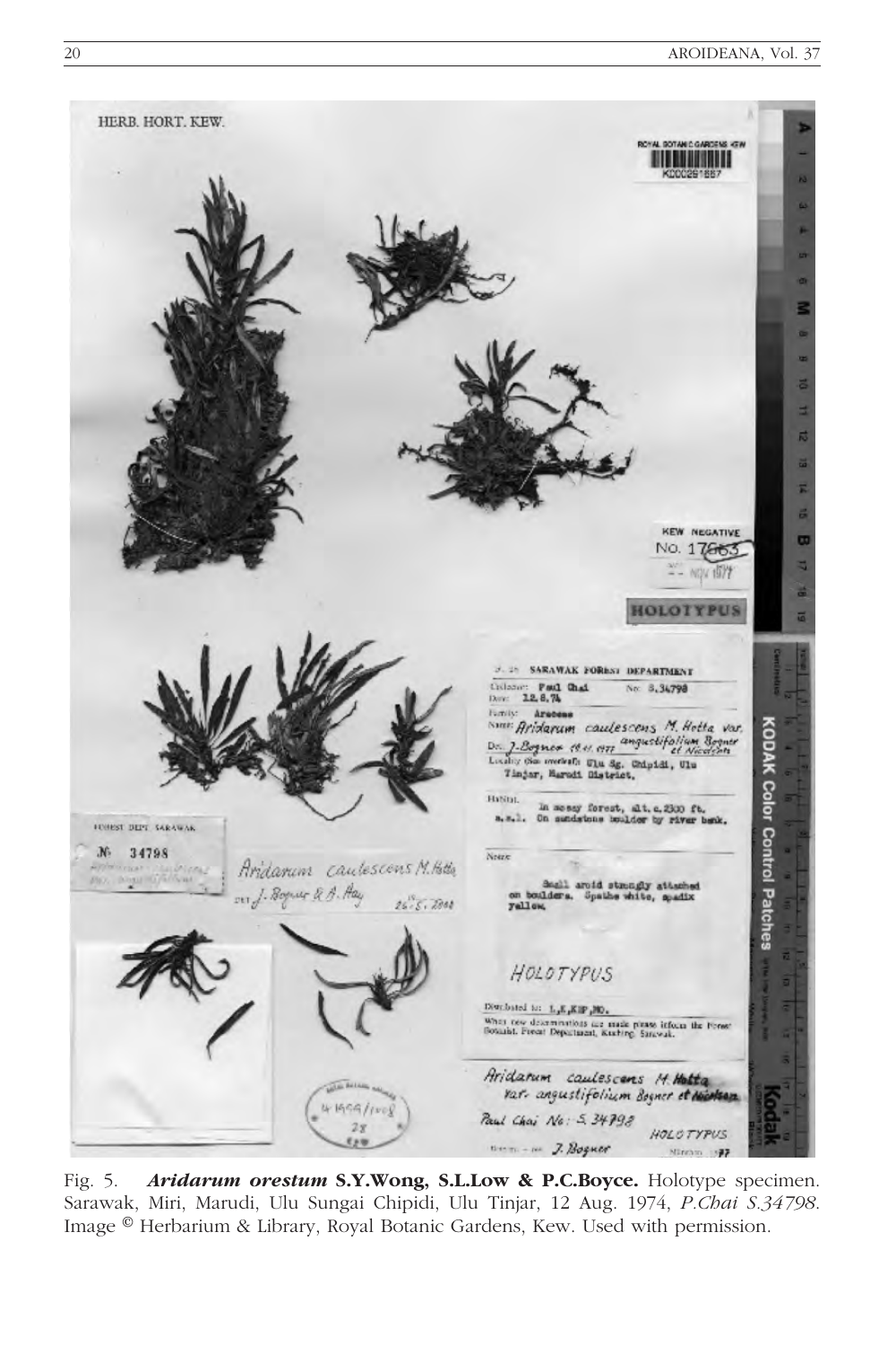Fig. 5. ***Aridarum orestum* S.Y.Wong, S.L.Low & P.C.Boyce.** Holotype specimen. Sarawak, Miri, Marudi, Ulu Sungai Chipidi, Ulu Tinjar, 12 Aug. 1974, *P.Chai S.34798*. Image © Herbarium & Library, Royal Botanic Gardens, Kew. Used with permission.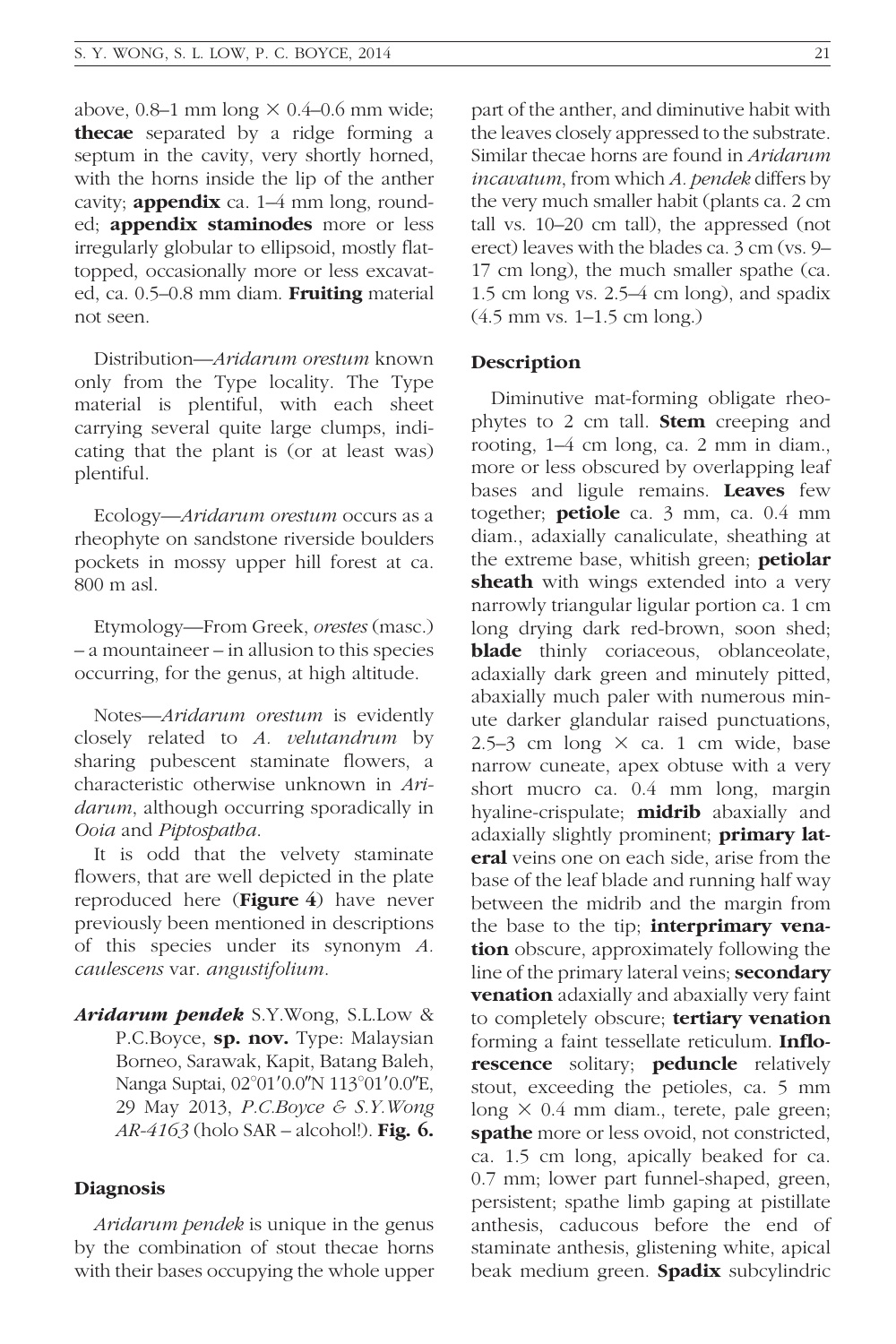above, 0.8–1 mm long × 0.4–0.6 mm wide; **thecae** separated by a ridge forming a septum in the cavity, very shortly horned, with the horns inside the lip of the anther cavity; **appendix** ca. 1–4 mm long, rounded; **appendix staminodes** more or less irregularly globular to ellipsoid, mostly flat-topped, occasionally more or less excavated, ca. 0.5–0.8 mm diam. **Fruiting** material not seen.

Distribution—*Aridarum orestum* known only from the Type locality. The Type material is plentiful, with each sheet carrying several quite large clumps, indicating that the plant is (or at least was) plentiful.

Ecology—*Aridarum orestum* occurs as a rheophyte on sandstone riverside boulders pockets in mossy upper hill forest at ca. 800 m asl.

Etymology—From Greek, *orestes* (masc.) – a mountaineer – in allusion to this species occurring, for the genus, at high altitude.

Notes—*Aridarum orestum* is evidently closely related to *A. velutandrum* by sharing pubescent staminate flowers, a characteristic otherwise unknown in *Aridarum*, although occurring sporadically in *Ooia* and *Piptospatha*.

It is odd that the velvety staminate flowers, that are well depicted in the plate reproduced here (**Figure 4**) have never previously been mentioned in descriptions of this species under its synonym *A. caulescens* var. *angustifolium*.

***Aridarum pendek*** S.Y.Wong, S.L.Low & P.C.Boyce, **sp. nov.** Type: Malaysian Borneo, Sarawak, Kapit, Batang Baleh, Nanga Suptai, 02°01′0.0″N 113°01′0.0″E, 29 May 2013, *P.C.Boyce & S.Y.Wong AR-4163* (holo SAR – alcohol!). **Fig. 6.**

### Diagnosis

*Aridarum pendek* is unique in the genus by the combination of stout thecae horns with their bases occupying the whole upper part of the anther, and diminutive habit with the leaves closely appressed to the substrate. Similar thecae horns are found in *Aridarum incavatum*, from which *A. pendek* differs by the very much smaller habit (plants ca. 2 cm tall vs. 10–20 cm tall), the appressed (not erect) leaves with the blades ca. 3 cm (vs. 9–17 cm long), the much smaller spathe (ca. 1.5 cm long vs. 2.5–4 cm long), and spadix (4.5 mm vs. 1–1.5 cm long.)

### Description

Diminutive mat-forming obligate rheophytes to 2 cm tall. **Stem** creeping and rooting, 1–4 cm long, ca. 2 mm in diam., more or less obscured by overlapping leaf bases and ligule remains. **Leaves** few together; **petiole** ca. 3 mm, ca. 0.4 mm diam., adaxially canaliculate, sheathing at the extreme base, whitish green; **petiolar sheath** with wings extended into a very narrowly triangular ligular portion ca. 1 cm long drying dark red-brown, soon shed; **blade** thinly coriaceous, oblanceolate, adaxially dark green and minutely pitted, abaxially much paler with numerous minute darker glandular raised punctuations, 2.5–3 cm long × ca. 1 cm wide, base narrow cuneate, apex obtuse with a very short mucro ca. 0.4 mm long, margin hyaline-crispulate; **midrib** abaxially and adaxially slightly prominent; **primary lateral** veins one on each side, arise from the base of the leaf blade and running half way between the midrib and the margin from the base to the tip; **interprimary venation** obscure, approximately following the line of the primary lateral veins; **secondary venation** adaxially and abaxially very faint to completely obscure; **tertiary venation** forming a faint tessellate reticulum. **Inflorescence** solitary; **peduncle** relatively stout, exceeding the petioles, ca. 5 mm long × 0.4 mm diam., terete, pale green; **spathe** more or less ovoid, not constricted, ca. 1.5 cm long, apically beaked for ca. 0.7 mm; lower part funnel-shaped, green, persistent; spathe limb gaping at pistillate anthesis, caducous before the end of staminate anthesis, glistening white, apical beak medium green. **Spadix** subcylindric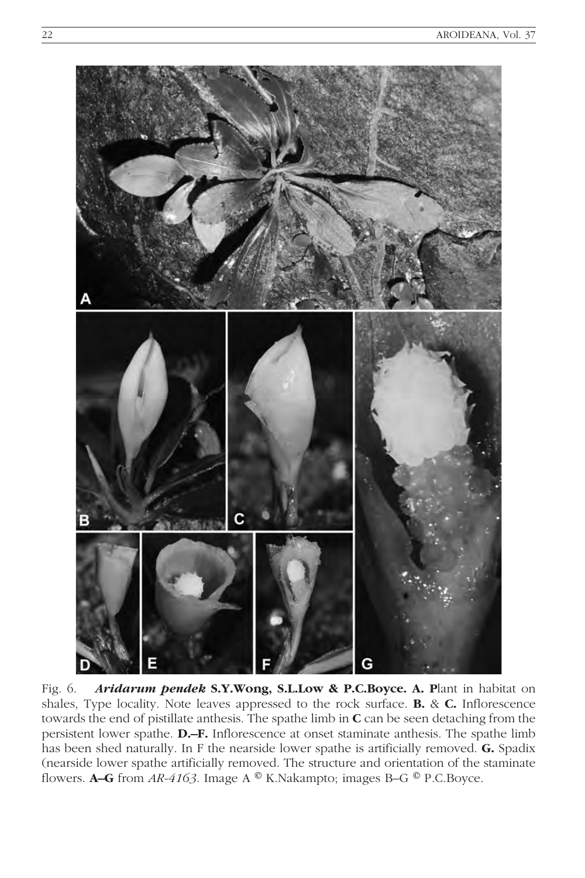Fig. 6. ***Aridarum pendek* S.Y.Wong, S.L.Low & P.C.Boyce. A. P**lant in habitat on shales, Type locality. Note leaves appressed to the rock surface. **B.** & **C.** Inflorescence towards the end of pistillate anthesis. The spathe limb in **C** can be seen detaching from the persistent lower spathe. **D.–F.** Inflorescence at onset staminate anthesis. The spathe limb has been shed naturally. In F the nearside lower spathe is artificially removed. **G.** Spadix (nearside lower spathe artificially removed. The structure and orientation of the staminate flowers. **A–G** from *AR-4163*. Image A © K.Nakampto; images B–G © P.C.Boyce.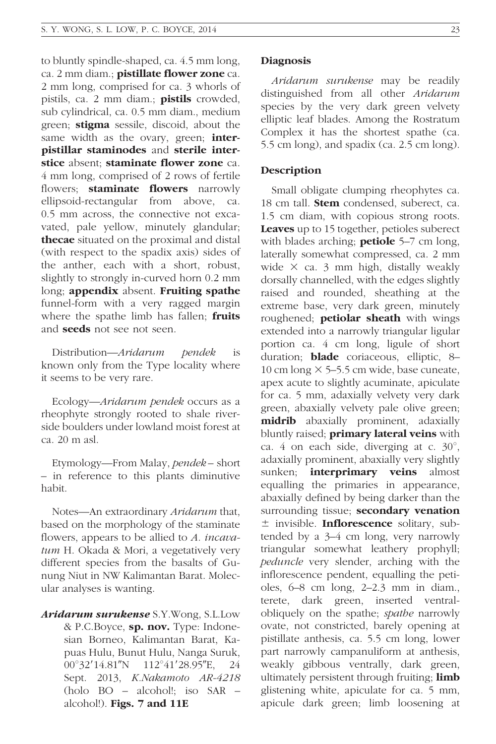to bluntly spindle-shaped, ca. 4.5 mm long, ca. 2 mm diam.; **pistillate flower zone** ca. 2 mm long, comprised for ca. 3 whorls of pistils, ca. 2 mm diam.; **pistils** crowded, sub cylindrical, ca. 0.5 mm diam., medium green; **stigma** sessile, discoid, about the same width as the ovary, green; **interpistillar staminodes** and **sterile interstice** absent; **staminate flower zone** ca. 4 mm long, comprised of 2 rows of fertile flowers; **staminate flowers** narrowly ellipsoid-rectangular from above, ca. 0.5 mm across, the connective not excavated, pale yellow, minutely glandular; **thecae** situated on the proximal and distal (with respect to the spadix axis) sides of the anther, each with a short, robust, slightly to strongly in-curved horn 0.2 mm long; **appendix** absent. **Fruiting spathe** funnel-form with a very ragged margin where the spathe limb has fallen; **fruits** and **seeds** not see not seen.

Distribution—*Aridarum pendek* is known only from the Type locality where it seems to be very rare.

Ecology—*Aridarum pendek* occurs as a rheophyte strongly rooted to shale riverside boulders under lowland moist forest at ca. 20 m asl.

Etymology—From Malay, *pendek* – short – in reference to this plants diminutive habit.

Notes—An extraordinary *Aridarum* that, based on the morphology of the staminate flowers, appears to be allied to *A. incavatum* H. Okada & Mori, a vegetatively very different species from the basalts of Gunung Niut in NW Kalimantan Barat. Molecular analyses is wanting.

***Aridarum surukense*** S.Y.Wong, S.L.Low & P.C.Boyce, **sp. nov.** Type: Indonesian Borneo, Kalimantan Barat, Kapuas Hulu, Bunut Hulu, Nanga Suruk, 00°32′14.81″N 112°41′28.95″E, 24 Sept. 2013, *K.Nakamoto AR-4218* (holo BO – alcohol!; iso SAR – alcohol!). **Figs. 7 and 11E**

### Diagnosis

*Aridarum surukense* may be readily distinguished from all other *Aridarum* species by the very dark green velvety elliptic leaf blades. Among the Rostratum Complex it has the shortest spathe (ca. 5.5 cm long), and spadix (ca. 2.5 cm long).

### Description

Small obligate clumping rheophytes ca. 18 cm tall. **Stem** condensed, suberect, ca. 1.5 cm diam, with copious strong roots. **Leaves** up to 15 together, petioles suberect with blades arching; **petiole** 5–7 cm long, laterally somewhat compressed, ca. 2 mm wide × ca. 3 mm high, distally weakly dorsally channelled, with the edges slightly raised and rounded, sheathing at the extreme base, very dark green, minutely roughened; **petiolar sheath** with wings extended into a narrowly triangular ligular portion ca. 4 cm long, ligule of short duration; **blade** coriaceous, elliptic, 8–10 cm long × 5–5.5 cm wide, base cuneate, apex acute to slightly acuminate, apiculate for ca. 5 mm, adaxially velvety very dark green, abaxially velvety pale olive green; **midrib** abaxially prominent, adaxially bluntly raised; **primary lateral veins** with ca. 4 on each side, diverging at c. 30°, adaxially prominent, abaxially very slightly sunken; **interprimary veins** almost equalling the primaries in appearance, abaxially defined by being darker than the surrounding tissue; **secondary venation** ± invisible. **Inflorescence** solitary, subtended by a 3–4 cm long, very narrowly triangular somewhat leathery prophyll; *peduncle* very slender, arching with the inflorescence pendent, equalling the petioles, 6–8 cm long, 2–2.3 mm in diam., terete, dark green, inserted ventral-obliquely on the spathe; *spathe* narrowly ovate, not constricted, barely opening at pistillate anthesis, ca. 5.5 cm long, lower part narrowly campanuliform at anthesis, weakly gibbous ventrally, dark green, ultimately persistent through fruiting; **limb** glistening white, apiculate for ca. 5 mm, apicule dark green; limb loosening at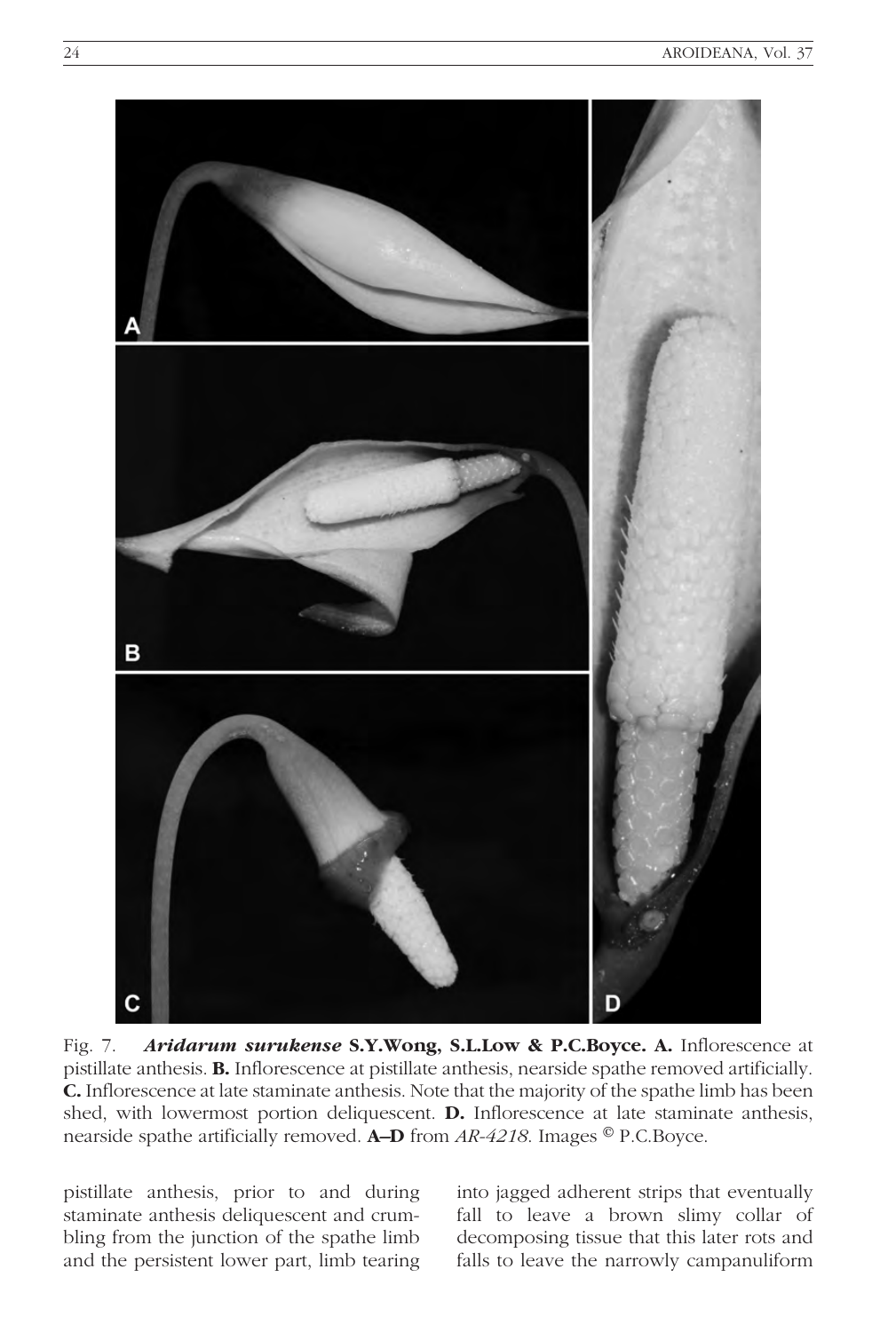Fig. 7. ***Aridarum surukense* S.Y.Wong, S.L.Low & P.C.Boyce. A.** Inflorescence at pistillate anthesis. **B.** Inflorescence at pistillate anthesis, nearside spathe removed artificially. **C.** Inflorescence at late staminate anthesis. Note that the majority of the spathe limb has been shed, with lowermost portion deliquescent. **D.** Inflorescence at late staminate anthesis, nearside spathe artificially removed. **A–D** from *AR-4218*. Images © P.C.Boyce.

pistillate anthesis, prior to and during staminate anthesis deliquescent and crumbling from the junction of the spathe limb and the persistent lower part, limb tearing into jagged adherent strips that eventually fall to leave a brown slimy collar of decomposing tissue that this later rots and falls to leave the narrowly campanuliform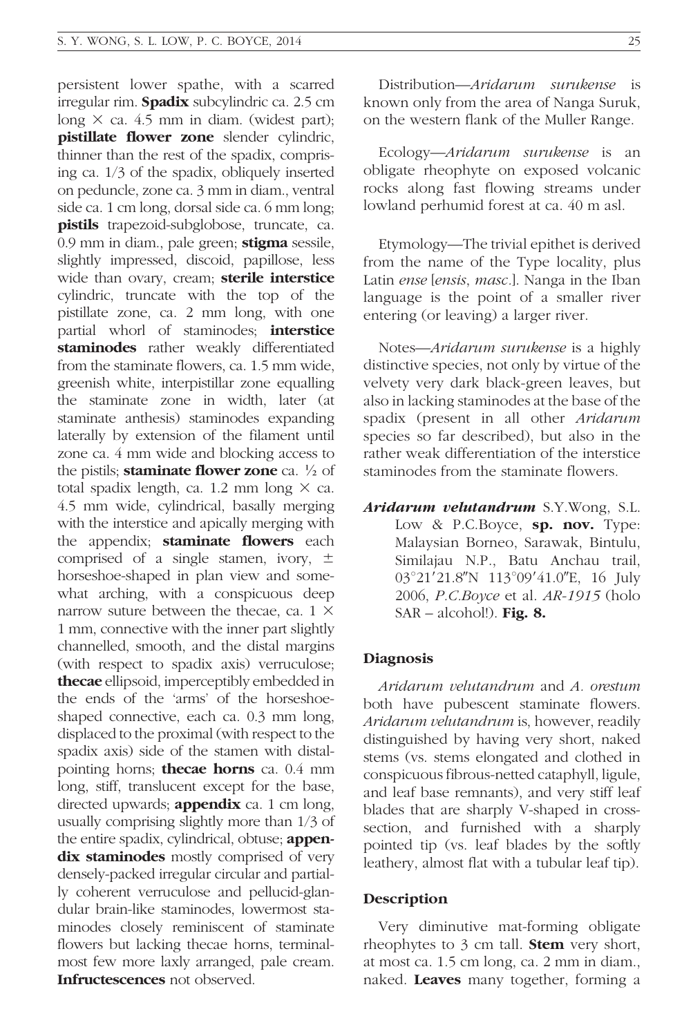persistent lower spathe, with a scarred irregular rim. **Spadix** subcylindric ca. 2.5 cm long × ca. 4.5 mm in diam. (widest part); **pistillate flower zone** slender cylindric, thinner than the rest of the spadix, comprising ca. 1/3 of the spadix, obliquely inserted on peduncle, zone ca. 3 mm in diam., ventral side ca. 1 cm long, dorsal side ca. 6 mm long; **pistils** trapezoid-subglobose, truncate, ca. 0.9 mm in diam., pale green; **stigma** sessile, slightly impressed, discoid, papillose, less wide than ovary, cream; **sterile interstice** cylindric, truncate with the top of the pistillate zone, ca. 2 mm long, with one partial whorl of staminodes; **interstice staminodes** rather weakly differentiated from the staminate flowers, ca. 1.5 mm wide, greenish white, interpistillar zone equalling the staminate zone in width, later (at staminate anthesis) staminodes expanding laterally by extension of the filament until zone ca. 4 mm wide and blocking access to the pistils; **staminate flower zone** ca. ½ of total spadix length, ca. 1.2 mm long × ca. 4.5 mm wide, cylindrical, basally merging with the interstice and apically merging with the appendix; **staminate flowers** each comprised of a single stamen, ivory, ± horseshoe-shaped in plan view and somewhat arching, with a conspicuous deep narrow suture between the thecae, ca. 1 × 1 mm, connective with the inner part slightly channelled, smooth, and the distal margins (with respect to spadix axis) verruculose; **thecae** ellipsoid, imperceptibly embedded in the ends of the 'arms' of the horseshoe-shaped connective, each ca. 0.3 mm long, displaced to the proximal (with respect to the spadix axis) side of the stamen with distal-pointing horns; **thecae horns** ca. 0.4 mm long, stiff, translucent except for the base, directed upwards; **appendix** ca. 1 cm long, usually comprising slightly more than 1/3 of the entire spadix, cylindrical, obtuse; **appendix staminodes** mostly comprised of very densely-packed irregular circular and partially coherent verruculose and pellucid-glandular brain-like staminodes, lowermost staminodes closely reminiscent of staminate flowers but lacking thecae horns, terminalmost few more laxly arranged, pale cream. **Infructescences** not observed.

Distribution—*Aridarum surukense* is known only from the area of Nanga Suruk, on the western flank of the Muller Range.

Ecology—*Aridarum surukense* is an obligate rheophyte on exposed volcanic rocks along fast flowing streams under lowland perhumid forest at ca. 40 m asl.

Etymology—The trivial epithet is derived from the name of the Type locality, plus Latin *ense* [*ensis*, *masc*.]. Nanga in the Iban language is the point of a smaller river entering (or leaving) a larger river.

Notes—*Aridarum surukense* is a highly distinctive species, not only by virtue of the velvety very dark black-green leaves, but also in lacking staminodes at the base of the spadix (present in all other *Aridarum* species so far described), but also in the rather weak differentiation of the interstice staminodes from the staminate flowers.

***Aridarum velutandrum*** S.Y.Wong, S.L. Low & P.C.Boyce, **sp. nov.** Type: Malaysian Borneo, Sarawak, Bintulu, Similajau N.P., Batu Anchau trail, 03°21′21.8″N 113°09′41.0″E, 16 July 2006, *P.C.Boyce* et al. *AR-1915* (holo SAR – alcohol!). **Fig. 8.**

### Diagnosis

*Aridarum velutandrum* and *A. orestum* both have pubescent staminate flowers. *Aridarum velutandrum* is, however, readily distinguished by having very short, naked stems (vs. stems elongated and clothed in conspicuous fibrous-netted cataphyll, ligule, and leaf base remnants), and very stiff leaf blades that are sharply V-shaped in cross-section, and furnished with a sharply pointed tip (vs. leaf blades by the softly leathery, almost flat with a tubular leaf tip).

### Description

Very diminutive mat-forming obligate rheophytes to 3 cm tall. **Stem** very short, at most ca. 1.5 cm long, ca. 2 mm in diam., naked. **Leaves** many together, forming a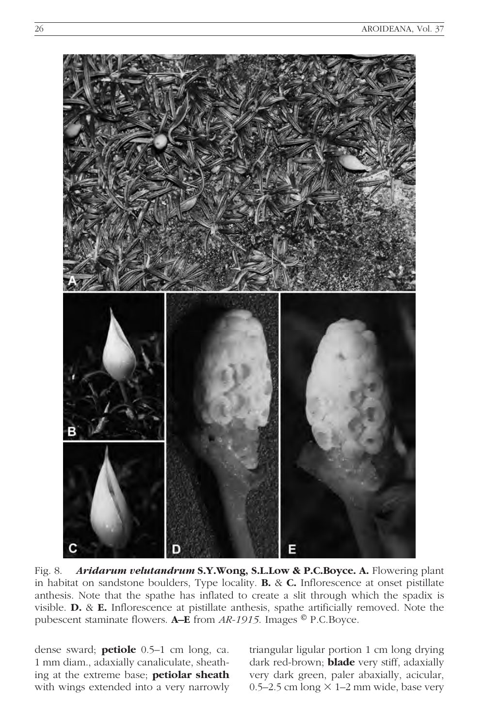Fig. 8. ***Aridarum velutandrum* S.Y.Wong, S.L.Low & P.C.Boyce. A.** Flowering plant in habitat on sandstone boulders, Type locality. **B.** & **C.** Inflorescence at onset pistillate anthesis. Note that the spathe has inflated to create a slit through which the spadix is visible. **D.** & **E.** Inflorescence at pistillate anthesis, spathe artificially removed. Note the pubescent staminate flowers. **A–E** from *AR-1915*. Images © P.C.Boyce.

dense sward; **petiole** 0.5–1 cm long, ca. 1 mm diam., adaxially canaliculate, sheathing at the extreme base; **petiolar sheath** with wings extended into a very narrowly triangular ligular portion 1 cm long drying dark red-brown; **blade** very stiff, adaxially very dark green, paler abaxially, acicular, 0.5–2.5 cm long × 1–2 mm wide, base very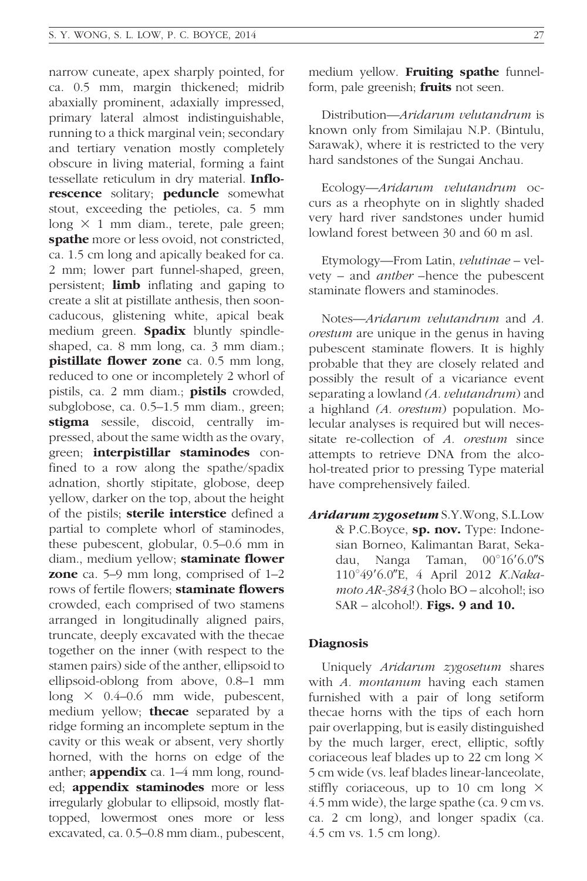narrow cuneate, apex sharply pointed, for ca. 0.5 mm, margin thickened; midrib abaxially prominent, adaxially impressed, primary lateral almost indistinguishable, running to a thick marginal vein; secondary and tertiary venation mostly completely obscure in living material, forming a faint tessellate reticulum in dry material. **Inflorescence** solitary; **peduncle** somewhat stout, exceeding the petioles, ca. 5 mm long × 1 mm diam., terete, pale green; **spathe** more or less ovoid, not constricted, ca. 1.5 cm long and apically beaked for ca. 2 mm; lower part funnel-shaped, green, persistent; **limb** inflating and gaping to create a slit at pistillate anthesis, then soon-caducous, glistening white, apical beak medium green. **Spadix** bluntly spindle-shaped, ca. 8 mm long, ca. 3 mm diam.; **pistillate flower zone** ca. 0.5 mm long, reduced to one or incompletely 2 whorl of pistils, ca. 2 mm diam.; **pistils** crowded, subglobose, ca. 0.5–1.5 mm diam., green; **stigma** sessile, discoid, centrally impressed, about the same width as the ovary, green; **interpistillar staminodes** confined to a row along the spathe/spadix adnation, shortly stipitate, globose, deep yellow, darker on the top, about the height of the pistils; **sterile interstice** defined a partial to complete whorl of staminodes, these pubescent, globular, 0.5–0.6 mm in diam., medium yellow; **staminate flower zone** ca. 5–9 mm long, comprised of 1–2 rows of fertile flowers; **staminate flowers** crowded, each comprised of two stamens arranged in longitudinally aligned pairs, truncate, deeply excavated with the thecae together on the inner (with respect to the stamen pairs) side of the anther, ellipsoid to ellipsoid-oblong from above, 0.8–1 mm long × 0.4–0.6 mm wide, pubescent, medium yellow; **thecae** separated by a ridge forming an incomplete septum in the cavity or this weak or absent, very shortly horned, with the horns on edge of the anther; **appendix** ca. 1–4 mm long, rounded; **appendix staminodes** more or less irregularly globular to ellipsoid, mostly flat-topped, lowermost ones more or less excavated, ca. 0.5–0.8 mm diam., pubescent, medium yellow. **Fruiting spathe** funnel-form, pale greenish; **fruits** not seen.

Distribution—*Aridarum velutandrum* is known only from Similajau N.P. (Bintulu, Sarawak), where it is restricted to the very hard sandstones of the Sungai Anchau.

Ecology—*Aridarum velutandrum* occurs as a rheophyte on in slightly shaded very hard river sandstones under humid lowland forest between 30 and 60 m asl.

Etymology—From Latin, *velutinae* – velvety – and *anther* –hence the pubescent staminate flowers and staminodes.

Notes—*Aridarum velutandrum* and *A. orestum* are unique in the genus in having pubescent staminate flowers. It is highly probable that they are closely related and possibly the result of a vicariance event separating a lowland *(A. velutandrum)* and a highland *(A. orestum)* population. Molecular analyses is required but will necessitate re-collection of *A. orestum* since attempts to retrieve DNA from the alcohol-treated prior to pressing Type material have comprehensively failed.

***Aridarum zygosetum*** S.Y.Wong, S.L.Low & P.C.Boyce, **sp. nov.** Type: Indonesian Borneo, Kalimantan Barat, Sekadau, Nanga Taman, 00°16′6.0″S 110°49′6.0″E, 4 April 2012 *K.Nakamoto AR-3843* (holo BO – alcohol!; iso SAR – alcohol!). **Figs. 9 and 10.**

### Diagnosis

Uniquely *Aridarum zygosetum* shares with *A. montanum* having each stamen furnished with a pair of long setiform thecae horns with the tips of each horn pair overlapping, but is easily distinguished by the much larger, erect, elliptic, softly coriaceous leaf blades up to 22 cm long × 5 cm wide (vs. leaf blades linear-lanceolate, stiffly coriaceous, up to 10 cm long × 4.5 mm wide), the large spathe (ca. 9 cm vs. ca. 2 cm long), and longer spadix (ca. 4.5 cm vs. 1.5 cm long).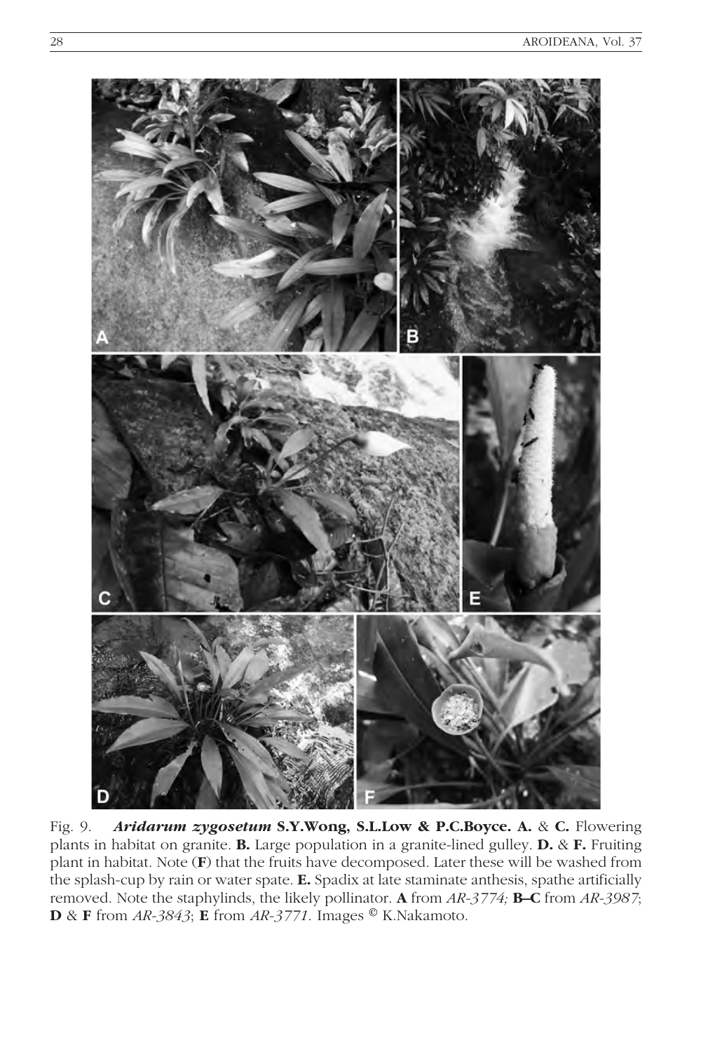Fig. 9. ***Aridarum zygosetum* S.Y.Wong, S.L.Low & P.C.Boyce. A.** & **C.** Flowering plants in habitat on granite. **B.** Large population in a granite-lined gulley. **D.** & **F.** Fruiting plant in habitat. Note (**F**) that the fruits have decomposed. Later these will be washed from the splash-cup by rain or water spate. **E.** Spadix at late staminate anthesis, spathe artificially removed. Note the staphylinds, the likely pollinator. **A** from *AR-3774;* **B–C** from *AR-3987*; **D** & **F** from *AR-3843*; **E** from *AR-3771*. Images © K.Nakamoto.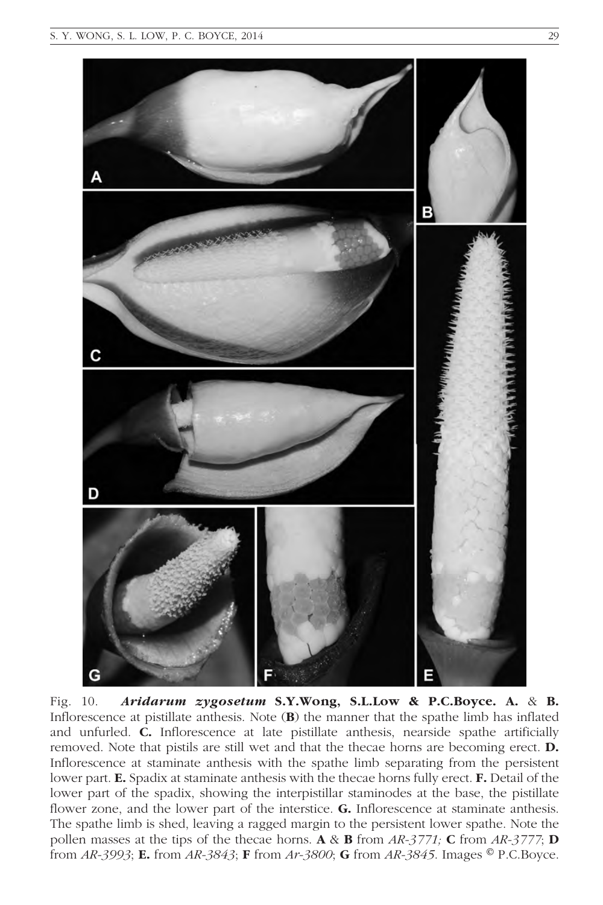Fig. 10. ***Aridarum zygosetum* S.Y.Wong, S.L.Low & P.C.Boyce. A.** & **B.** Inflorescence at pistillate anthesis. Note (**B**) the manner that the spathe limb has inflated and unfurled. **C.** Inflorescence at late pistillate anthesis, nearside spathe artificially removed. Note that pistils are still wet and that the thecae horns are becoming erect. **D.** Inflorescence at staminate anthesis with the spathe limb separating from the persistent lower part. **E.** Spadix at staminate anthesis with the thecae horns fully erect. **F.** Detail of the lower part of the spadix, showing the interpistillar staminodes at the base, the pistillate flower zone, and the lower part of the interstice. **G.** Inflorescence at staminate anthesis. The spathe limb is shed, leaving a ragged margin to the persistent lower spathe. Note the pollen masses at the tips of the thecae horns. **A** & **B** from *AR-3771;* **C** from *AR-3777*; **D** from *AR-3993*; **E.** from *AR-3843*; **F** from *Ar-3800*; **G** from *AR-3845*. Images © P.C.Boyce.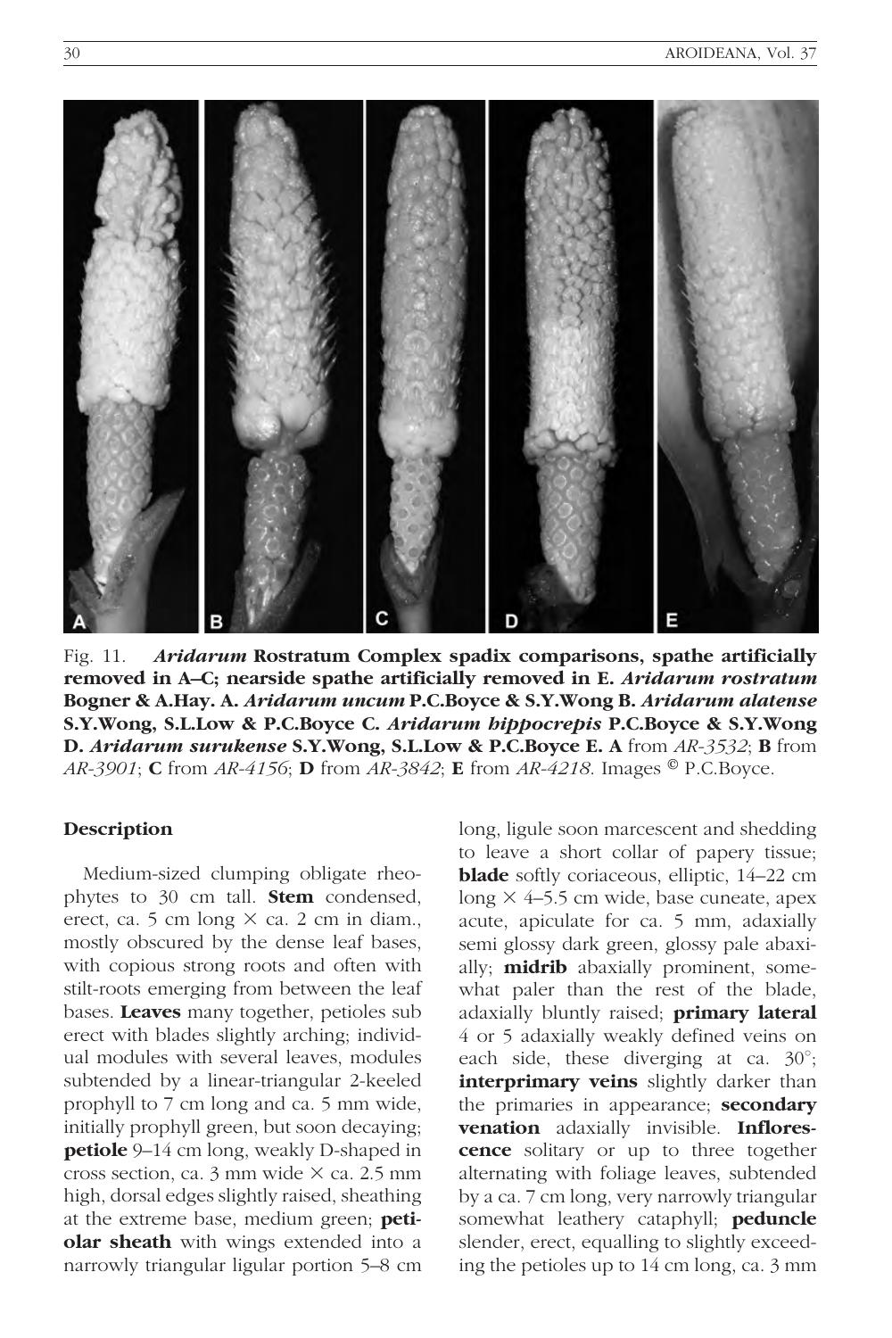Fig. 11. ***Aridarum* Rostratum Complex spadix comparisons, spathe artificially removed in A–C; nearside spathe artificially removed in E. *Aridarum rostratum* Bogner & A.Hay. A. *Aridarum uncum* P.C.Boyce & S.Y.Wong B. *Aridarum alatense* S.Y.Wong, S.L.Low & P.C.Boyce C. *Aridarum hippocrepis* P.C.Boyce & S.Y.Wong D. *Aridarum surukense* S.Y.Wong, S.L.Low & P.C.Boyce E. A** from *AR-3532*; **B** from *AR-3901*; **C** from *AR-4156*; **D** from *AR-3842*; **E** from *AR-4218*. Images © P.C.Boyce.

**Description**

Medium-sized clumping obligate rheophytes to 30 cm tall. **Stem** condensed, erect, ca. 5 cm long × ca. 2 cm in diam., mostly obscured by the dense leaf bases, with copious strong roots and often with stilt-roots emerging from between the leaf bases. **Leaves** many together, petioles sub erect with blades slightly arching; individual modules with several leaves, modules subtended by a linear-triangular 2-keeled prophyll to 7 cm long and ca. 5 mm wide, initially prophyll green, but soon decaying; **petiole** 9–14 cm long, weakly D-shaped in cross section, ca. 3 mm wide × ca. 2.5 mm high, dorsal edges slightly raised, sheathing at the extreme base, medium green; **petiolar sheath** with wings extended into a narrowly triangular ligular portion 5–8 cm long, ligule soon marcescent and shedding to leave a short collar of papery tissue; **blade** softly coriaceous, elliptic, 14–22 cm long × 4–5.5 cm wide, base cuneate, apex acute, apiculate for ca. 5 mm, adaxially semi glossy dark green, glossy pale abaxially; **midrib** abaxially prominent, somewhat paler than the rest of the blade, adaxially bluntly raised; **primary lateral** 4 or 5 adaxially weakly defined veins on each side, these diverging at ca. 30°; **interprimary veins** slightly darker than the primaries in appearance; **secondary venation** adaxially invisible. **Inflorescence** solitary or up to three together alternating with foliage leaves, subtended by a ca. 7 cm long, very narrowly triangular somewhat leathery cataphyll; **peduncle** slender, erect, equalling to slightly exceeding the petioles up to 14 cm long, ca. 3 mm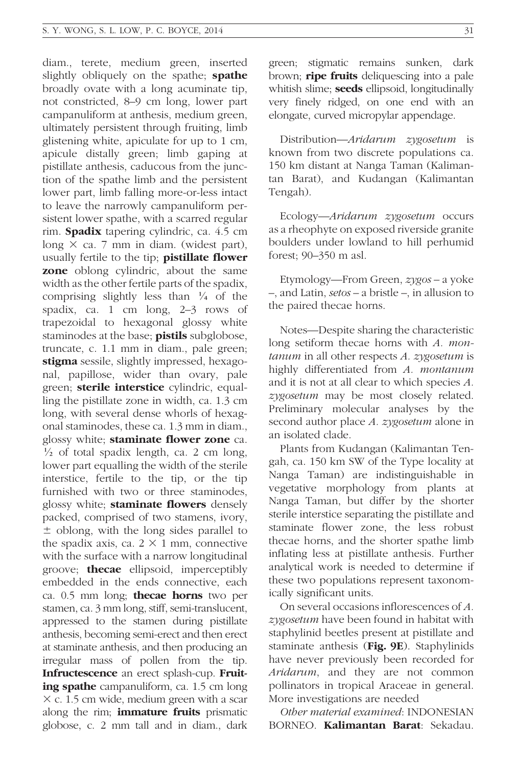diam., terete, medium green, inserted slightly obliquely on the spathe; **spathe** broadly ovate with a long acuminate tip, not constricted, 8–9 cm long, lower part campanuliform at anthesis, medium green, ultimately persistent through fruiting, limb glistening white, apiculate for up to 1 cm, apicule distally green; limb gaping at pistillate anthesis, caducous from the junction of the spathe limb and the persistent lower part, limb falling more-or-less intact to leave the narrowly campanuliform persistent lower spathe, with a scarred regular rim. **Spadix** tapering cylindric, ca. 4.5 cm long × ca. 7 mm in diam. (widest part), usually fertile to the tip; **pistillate flower zone** oblong cylindric, about the same width as the other fertile parts of the spadix, comprising slightly less than ¼ of the spadix, ca. 1 cm long, 2–3 rows of trapezoidal to hexagonal glossy white staminodes at the base; **pistils** subglobose, truncate, c. 1.1 mm in diam., pale green; **stigma** sessile, slightly impressed, hexagonal, papillose, wider than ovary, pale green; **sterile interstice** cylindric, equalling the pistillate zone in width, ca. 1.3 cm long, with several dense whorls of hexagonal staminodes, these ca. 1.3 mm in diam., glossy white; **staminate flower zone** ca. ½ of total spadix length, ca. 2 cm long, lower part equalling the width of the sterile interstice, fertile to the tip, or the tip furnished with two or three staminodes, glossy white; **staminate flowers** densely packed, comprised of two stamens, ivory, ± oblong, with the long sides parallel to the spadix axis, ca. 2 × 1 mm, connective with the surface with a narrow longitudinal groove; **thecae** ellipsoid, imperceptibly embedded in the ends connective, each ca. 0.5 mm long; **thecae horns** two per stamen, ca. 3 mm long, stiff, semi-translucent, appressed to the stamen during pistillate anthesis, becoming semi-erect and then erect at staminate anthesis, and then producing an irregular mass of pollen from the tip. **Infructescence** an erect splash-cup. **Fruiting spathe** campanuliform, ca. 1.5 cm long × c. 1.5 cm wide, medium green with a scar along the rim; **immature fruits** prismatic globose, c. 2 mm tall and in diam., dark green; stigmatic remains sunken, dark brown; **ripe fruits** deliquescing into a pale whitish slime; **seeds** ellipsoid, longitudinally very finely ridged, on one end with an elongate, curved micropylar appendage.

Distribution—*Aridarum zygosetum* is known from two discrete populations ca. 150 km distant at Nanga Taman (Kalimantan Barat), and Kudangan (Kalimantan Tengah).

Ecology—*Aridarum zygosetum* occurs as a rheophyte on exposed riverside granite boulders under lowland to hill perhumid forest; 90–350 m asl.

Etymology—From Green, *zygos* – a yoke –, and Latin, *setos* – a bristle –, in allusion to the paired thecae horns.

Notes—Despite sharing the characteristic long setiform thecae horns with *A. montanum* in all other respects *A. zygosetum* is highly differentiated from *A. montanum* and it is not at all clear to which species *A. zygosetum* may be most closely related. Preliminary molecular analyses by the second author place *A. zygosetum* alone in an isolated clade.

Plants from Kudangan (Kalimantan Tengah, ca. 150 km SW of the Type locality at Nanga Taman) are indistinguishable in vegetative morphology from plants at Nanga Taman, but differ by the shorter sterile interstice separating the pistillate and staminate flower zone, the less robust thecae horns, and the shorter spathe limb inflating less at pistillate anthesis. Further analytical work is needed to determine if these two populations represent taxonomically significant units.

On several occasions inflorescences of *A. zygosetum* have been found in habitat with staphylinid beetles present at pistillate and staminate anthesis (**Fig. 9E**). Staphylinids have never previously been recorded for *Aridarum*, and they are not common pollinators in tropical Araceae in general. More investigations are needed

*Other material examined*: INDONESIAN BORNEO. **Kalimantan Barat**: Sekadau.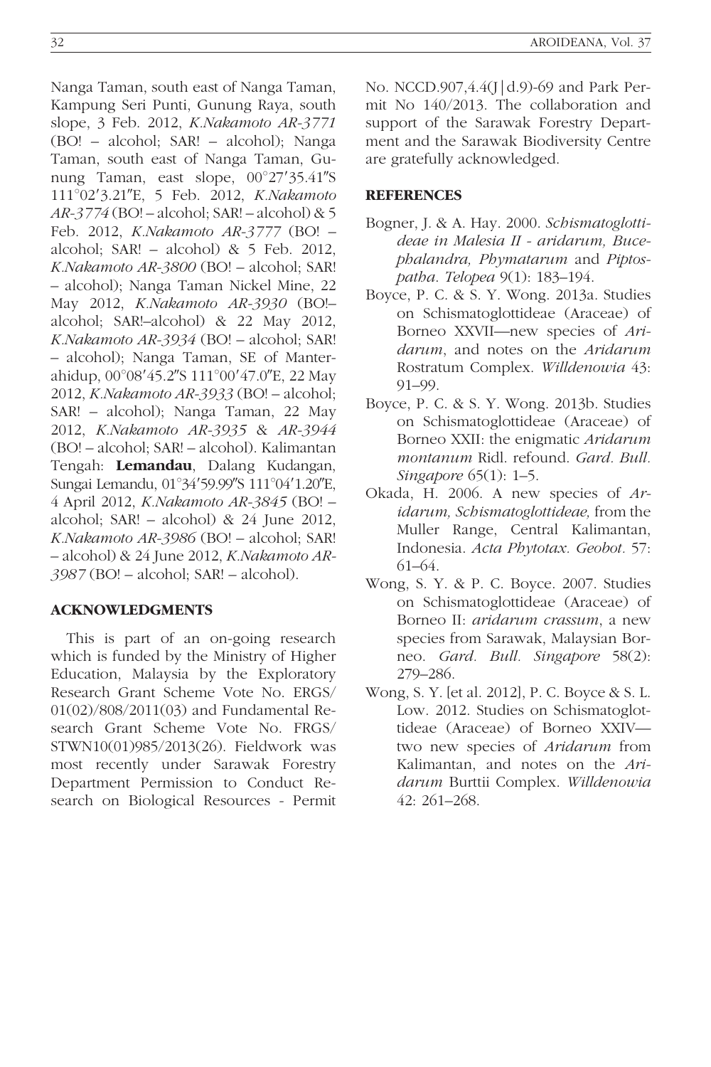Nanga Taman, south east of Nanga Taman, Kampung Seri Punti, Gunung Raya, south slope, 3 Feb. 2012, *K.Nakamoto AR-3771* (BO! – alcohol; SAR! – alcohol); Nanga Taman, south east of Nanga Taman, Gunung Taman, east slope, 00°27′35.41″S 111°02′3.21″E, 5 Feb. 2012, *K.Nakamoto AR-3774* (BO! – alcohol; SAR! – alcohol) & 5 Feb. 2012, *K.Nakamoto AR-3777* (BO! – alcohol; SAR! – alcohol) & 5 Feb. 2012, *K.Nakamoto AR-3800* (BO! – alcohol; SAR! – alcohol); Nanga Taman Nickel Mine, 22 May 2012, *K.Nakamoto AR-3930* (BO!–alcohol; SAR!–alcohol) & 22 May 2012, *K.Nakamoto AR-3934* (BO! – alcohol; SAR! – alcohol); Nanga Taman, SE of Manterahidup, 00°08′45.2″S 111°00′47.0″E, 22 May 2012, *K.Nakamoto AR-3933* (BO! – alcohol; SAR! – alcohol); Nanga Taman, 22 May 2012, *K.Nakamoto AR-3935* & *AR-3944* (BO! – alcohol; SAR! – alcohol). Kalimantan Tengah: **Lemandau**, Dalang Kudangan, Sungai Lemandu, 01°34′59.99″S 111°04′1.20″E, 4 April 2012, *K.Nakamoto AR-3845* (BO! – alcohol; SAR! – alcohol) & 24 June 2012, *K.Nakamoto AR-3986* (BO! – alcohol; SAR! – alcohol) & 24 June 2012, *K.Nakamoto AR-3987* (BO! – alcohol; SAR! – alcohol).

## ACKNOWLEDGMENTS

This is part of an on-going research which is funded by the Ministry of Higher Education, Malaysia by the Exploratory Research Grant Scheme Vote No. ERGS/01(02)/808/2011(03) and Fundamental Research Grant Scheme Vote No. FRGS/STWN10(01)985/2013(26). Fieldwork was most recently under Sarawak Forestry Department Permission to Conduct Research on Biological Resources - Permit No. NCCD.907,4.4(J|d.9)-69 and Park Permit No 140/2013. The collaboration and support of the Sarawak Forestry Department and the Sarawak Biodiversity Centre are gratefully acknowledged.

## REFERENCES

Bogner, J. & A. Hay. 2000. *Schismatoglottideae in Malesia II - aridarum, Bucephalandra, Phymatarum* and *Piptospatha*. *Telopea* 9(1): 183–194.

Boyce, P. C. & S. Y. Wong. 2013a. Studies on Schismatoglottideae (Araceae) of Borneo XXVII—new species of *Aridarum*, and notes on the *Aridarum* Rostratum Complex. *Willdenowia* 43: 91–99.

Boyce, P. C. & S. Y. Wong. 2013b. Studies on Schismatoglottideae (Araceae) of Borneo XXII: the enigmatic *Aridarum montanum* Ridl. refound. *Gard. Bull. Singapore* 65(1): 1–5.

Okada, H. 2006. A new species of *Aridarum, Schismatoglottideae*, from the Muller Range, Central Kalimantan, Indonesia. *Acta Phytotax. Geobot.* 57: 61–64.

Wong, S. Y. & P. C. Boyce. 2007. Studies on Schismatoglottideae (Araceae) of Borneo II: *aridarum crassum*, a new species from Sarawak, Malaysian Borneo. *Gard. Bull. Singapore* 58(2): 279–286.

Wong, S. Y. [et al. 2012], P. C. Boyce & S. L. Low. 2012. Studies on Schismatoglottideae (Araceae) of Borneo XXIV—two new species of *Aridarum* from Kalimantan, and notes on the *Aridarum* Burttii Complex. *Willdenowia* 42: 261–268.